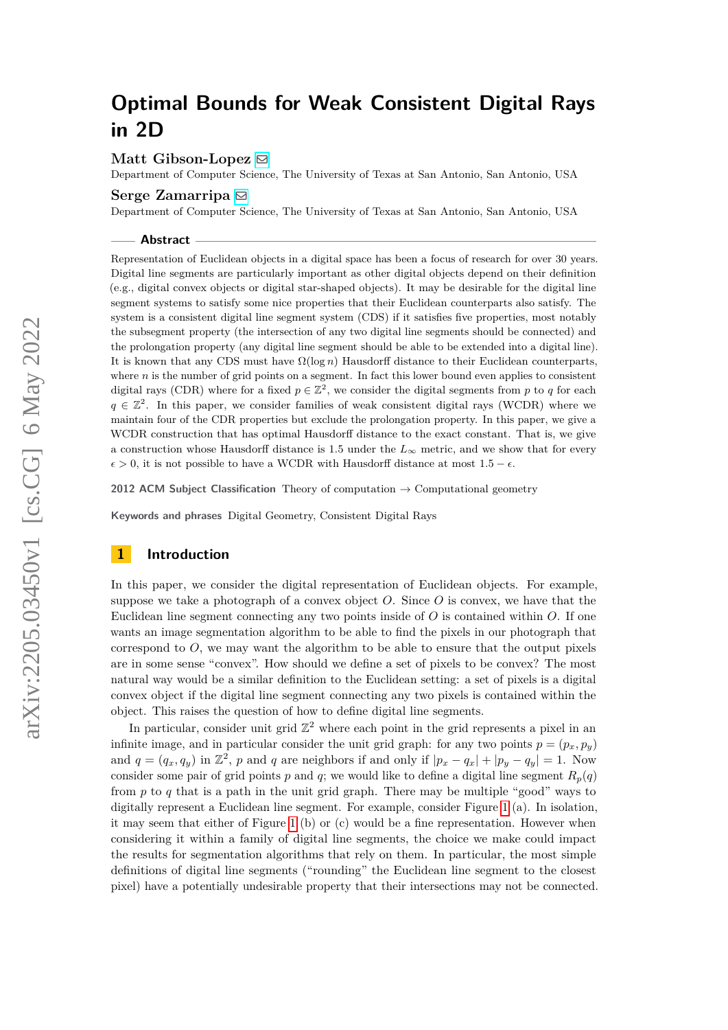# Optimal Bounds for Weak Consistent Digital Rays in 2D

**Matt Gibson-Lopez**
Department of Computer Science, The University of Texas at San Antonio, San Antonio, USA

**Serge Zamarripa**
Department of Computer Science, The University of Texas at San Antonio, San Antonio, USA

## Abstract

Representation of Euclidean objects in a digital space has been a focus of research for over 30 years. Digital line segments are particularly important as other digital objects depend on their definition (e.g., digital convex objects or digital star-shaped objects). It may be desirable for the digital line segment systems to satisfy some nice properties that their Euclidean counterparts also satisfy. The system is a consistent digital line segment system (CDS) if it satisfies five properties, most notably the subsegment property (the intersection of any two digital line segments should be connected) and the prolongation property (any digital line segment should be able to be extended into a digital line). It is known that any CDS must have $\Omega(\log n)$ Hausdorff distance to their Euclidean counterparts, where $n$ is the number of grid points on a segment. In fact this lower bound even applies to consistent digital rays (CDR) where for a fixed $p \in \mathbb{Z}^2$, we consider the digital segments from $p$ to $q$ for each $q \in \mathbb{Z}^2$. In this paper, we consider families of weak consistent digital rays (WCDR) where we maintain four of the CDR properties but exclude the prolongation property. In this paper, we give a WCDR construction that has optimal Hausdorff distance to the exact constant. That is, we give a construction whose Hausdorff distance is 1.5 under the $L_\infty$ metric, and we show that for every $\epsilon > 0$, it is not possible to have a WCDR with Hausdorff distance at most $1.5 - \epsilon$.

**2012 ACM Subject Classification** Theory of computation → Computational geometry

**Keywords and phrases** Digital Geometry, Consistent Digital Rays

## 1 Introduction

In this paper, we consider the digital representation of Euclidean objects. For example, suppose we take a photograph of a convex object $O$. Since $O$ is convex, we have that the Euclidean line segment connecting any two points inside of $O$ is contained within $O$. If one wants an image segmentation algorithm to be able to find the pixels in our photograph that correspond to $O$, we may want the algorithm to be able to ensure that the output pixels are in some sense "convex". How should we define a set of pixels to be convex? The most natural way would be a similar definition to the Euclidean setting: a set of pixels is a digital convex object if the digital line segment connecting any two pixels is contained within the object. This raises the question of how to define digital line segments.

In particular, consider unit grid $\mathbb{Z}^2$ where each point in the grid represents a pixel in an infinite image, and in particular consider the unit grid graph: for any two points $p = (p_x, p_y)$ and $q = (q_x, q_y)$ in $\mathbb{Z}^2$, $p$ and $q$ are neighbors if and only if $|p_x - q_x| + |p_y - q_y| = 1$. Now consider some pair of grid points $p$ and $q$; we would like to define a digital line segment $R_p(q)$ from $p$ to $q$ that is a path in the unit grid graph. There may be multiple "good" ways to digitally represent a Euclidean line segment. For example, consider Figure 1 (a). In isolation, it may seem that either of Figure 1 (b) or (c) would be a fine representation. However when considering it within a family of digital line segments, the choice we make could impact the results for segmentation algorithms that rely on them. In particular, the most simple definitions of digital line segments ("rounding" the Euclidean line segment to the closest pixel) have a potentially undesirable property that their intersections may not be connected.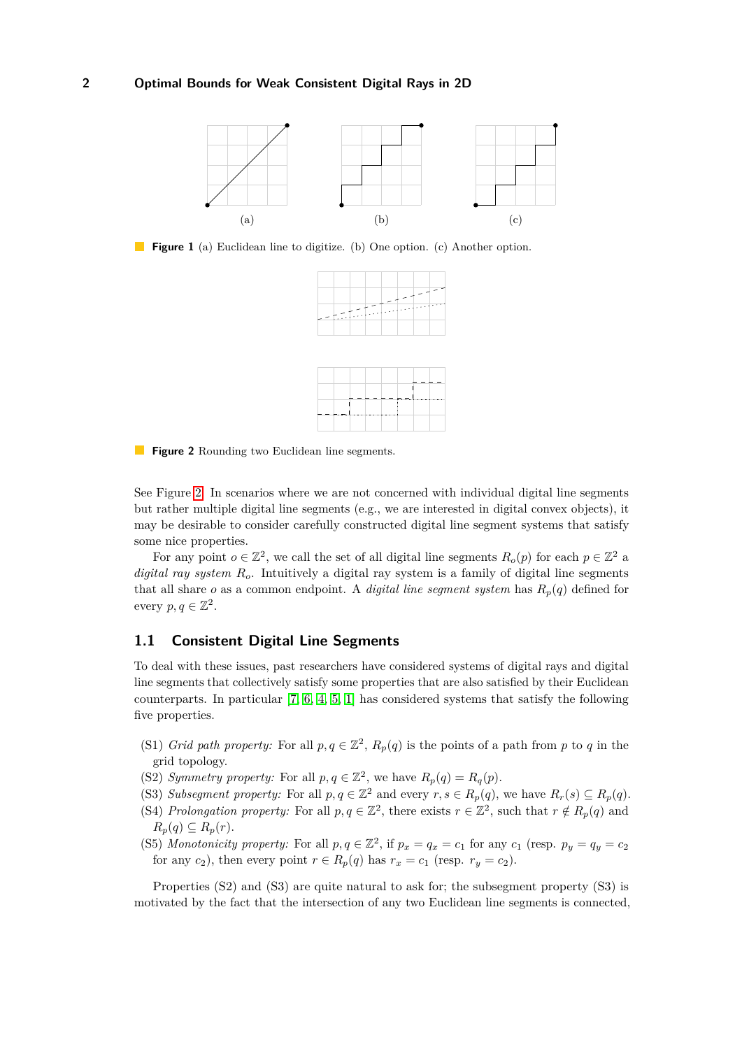(a) (b) (c)

**Figure 1** (a) Euclidean line to digitize. (b) One option. (c) Another option.

**Figure 2** Rounding two Euclidean line segments.

See Figure 2. In scenarios where we are not concerned with individual digital line segments but rather multiple digital line segments (e.g., we are interested in digital convex objects), it may be desirable to consider carefully constructed digital line segment systems that satisfy some nice properties.

For any point $o \in \mathbb{Z}^2$, we call the set of all digital line segments $R_o(p)$ for each $p \in \mathbb{Z}^2$ a *digital ray system* $R_o$. Intuitively a digital ray system is a family of digital line segments that all share $o$ as a common endpoint. A *digital line segment system* has $R_p(q)$ defined for every $p, q \in \mathbb{Z}^2$.

## 1.1 Consistent Digital Line Segments

To deal with these issues, past researchers have considered systems of digital rays and digital line segments that collectively satisfy some properties that are also satisfied by their Euclidean counterparts. In particular [7, 6, 4, 5, 1] has considered systems that satisfy the following five properties.

(S1) *Grid path property:* For all $p, q \in \mathbb{Z}^2$, $R_p(q)$ is the points of a path from $p$ to $q$ in the grid topology.

(S2) *Symmetry property:* For all $p, q \in \mathbb{Z}^2$, we have $R_p(q) = R_q(p)$.

(S3) *Subsegment property:* For all $p, q \in \mathbb{Z}^2$ and every $r, s \in R_p(q)$, we have $R_r(s) \subseteq R_p(q)$.

(S4) *Prolongation property:* For all $p, q \in \mathbb{Z}^2$, there exists $r \in \mathbb{Z}^2$, such that $r \notin R_p(q)$ and $R_p(q) \subseteq R_p(r)$.

(S5) *Monotonicity property:* For all $p, q \in \mathbb{Z}^2$, if $p_x = q_x = c_1$ for any $c_1$ (resp. $p_y = q_y = c_2$ for any $c_2$), then every point $r \in R_p(q)$ has $r_x = c_1$ (resp. $r_y = c_2$).

Properties (S2) and (S3) are quite natural to ask for; the subsegment property (S3) is motivated by the fact that the intersection of any two Euclidean line segments is connected,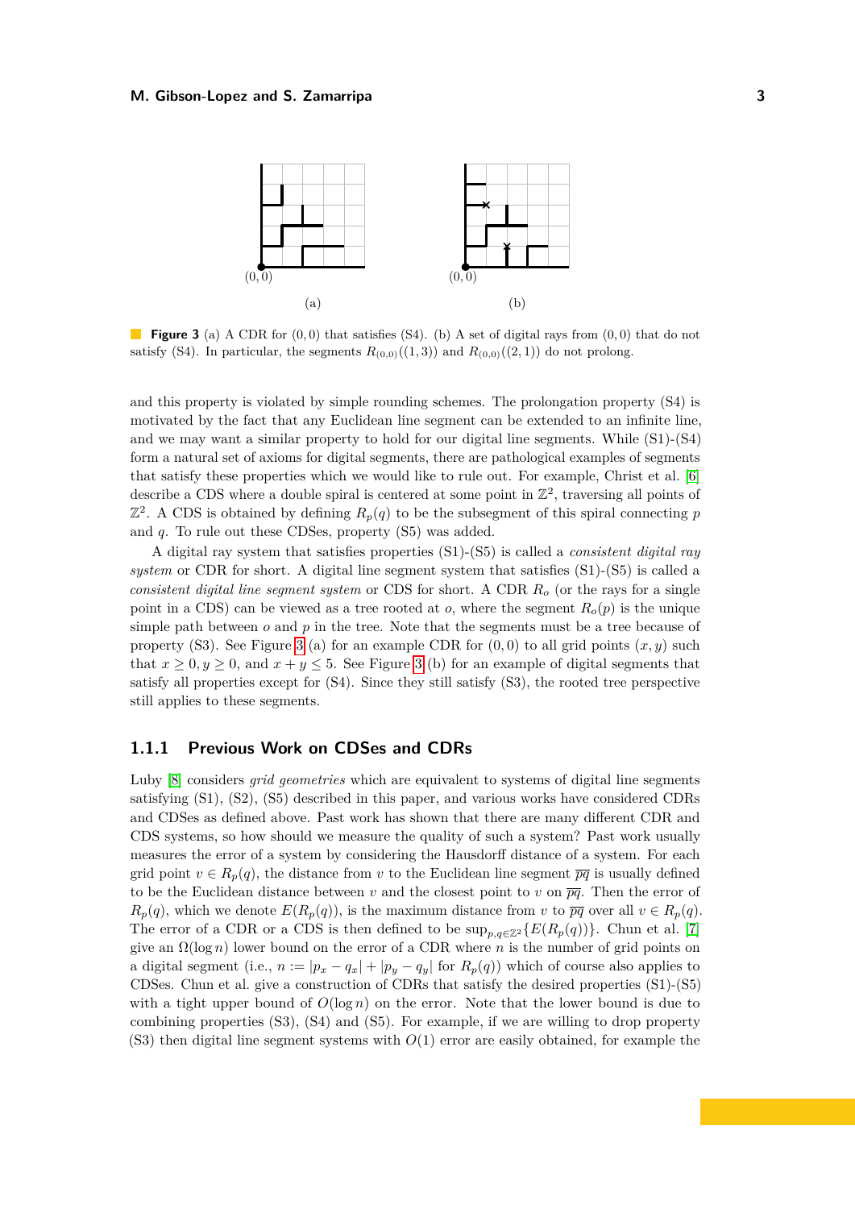**Figure 3** (a) A CDR for $(0,0)$ that satisfies (S4). (b) A set of digital rays from $(0,0)$ that do not satisfy (S4). In particular, the segments $R_{(0,0)}((1,3))$ and $R_{(0,0)}((2,1))$ do not prolong.

and this property is violated by simple rounding schemes. The prolongation property (S4) is motivated by the fact that any Euclidean line segment can be extended to an infinite line, and we may want a similar property to hold for our digital line segments. While (S1)-(S4) form a natural set of axioms for digital segments, there are pathological examples of segments that satisfy these properties which we would like to rule out. For example, Christ et al. [6] describe a CDS where a double spiral is centered at some point in $\mathbb{Z}^2$, traversing all points of $\mathbb{Z}^2$. A CDS is obtained by defining $R_p(q)$ to be the subsegment of this spiral connecting $p$ and $q$. To rule out these CDSes, property (S5) was added.

A digital ray system that satisfies properties (S1)-(S5) is called a *consistent digital ray system* or CDR for short. A digital line segment system that satisfies (S1)-(S5) is called a *consistent digital line segment system* or CDS for short. A CDR $R_o$ (or the rays for a single point in a CDS) can be viewed as a tree rooted at $o$, where the segment $R_o(p)$ is the unique simple path between $o$ and $p$ in the tree. Note that the segments must be a tree because of property (S3). See Figure 3 (a) for an example CDR for $(0,0)$ to all grid points $(x,y)$ such that $x \geq 0, y \geq 0$, and $x + y \leq 5$. See Figure 3 (b) for an example of digital segments that satisfy all properties except for (S4). Since they still satisfy (S3), the rooted tree perspective still applies to these segments.

### 1.1.1 Previous Work on CDSes and CDRs

Luby [8] considers *grid geometries* which are equivalent to systems of digital line segments satisfying (S1), (S2), (S5) described in this paper, and various works have considered CDRs and CDSes as defined above. Past work has shown that there are many different CDR and CDS systems, so how should we measure the quality of such a system? Past work usually measures the error of a system by considering the Hausdorff distance of a system. For each grid point $v \in R_p(q)$, the distance from $v$ to the Euclidean line segment $\overline{pq}$ is usually defined to be the Euclidean distance between $v$ and the closest point to $v$ on $\overline{pq}$. Then the error of $R_p(q)$, which we denote $E(R_p(q))$, is the maximum distance from $v$ to $\overline{pq}$ over all $v \in R_p(q)$. The error of a CDR or a CDS is then defined to be $\sup_{p,q \in \mathbb{Z}^2}\{E(R_p(q))\}$. Chun et al. [7] give an $\Omega(\log n)$ lower bound on the error of a CDR where $n$ is the number of grid points on a digital segment (i.e., $n := |p_x - q_x| + |p_y - q_y|$ for $R_p(q)$) which of course also applies to CDSes. Chun et al. give a construction of CDRs that satisfy the desired properties (S1)-(S5) with a tight upper bound of $O(\log n)$ on the error. Note that the lower bound is due to combining properties (S3), (S4) and (S5). For example, if we are willing to drop property (S3) then digital line segment systems with $O(1)$ error are easily obtained, for example the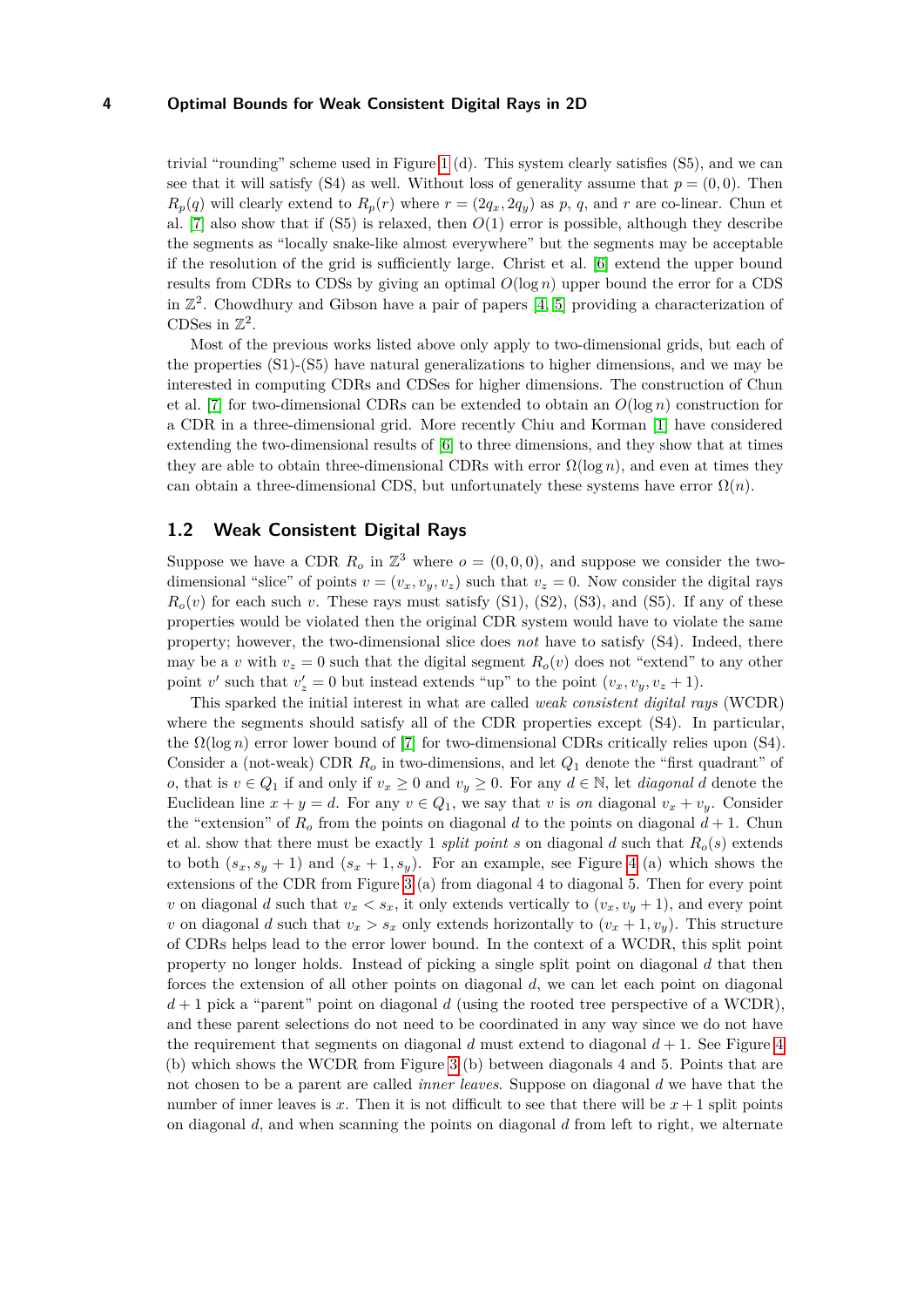trivial "rounding" scheme used in Figure 1 (d). This system clearly satisfies (S5), and we can see that it will satisfy (S4) as well. Without loss of generality assume that $p = (0, 0)$. Then $R_p(q)$ will clearly extend to $R_p(r)$ where $r = (2q_x, 2q_y)$ as $p$, $q$, and $r$ are co-linear. Chun et al. [7] also show that if (S5) is relaxed, then $O(1)$ error is possible, although they describe the segments as "locally snake-like almost everywhere" but the segments may be acceptable if the resolution of the grid is sufficiently large. Christ et al. [6] extend the upper bound results from CDRs to CDSs by giving an optimal $O(\log n)$ upper bound the error for a CDS in $\mathbb{Z}^2$. Chowdhury and Gibson have a pair of papers [4, 5] providing a characterization of CDSes in $\mathbb{Z}^2$.

Most of the previous works listed above only apply to two-dimensional grids, but each of the properties (S1)-(S5) have natural generalizations to higher dimensions, and we may be interested in computing CDRs and CDSes for higher dimensions. The construction of Chun et al. [7] for two-dimensional CDRs can be extended to obtain an $O(\log n)$ construction for a CDR in a three-dimensional grid. More recently Chiu and Korman [1] have considered extending the two-dimensional results of [6] to three dimensions, and they show that at times they are able to obtain three-dimensional CDRs with error $\Omega(\log n)$, and even at times they can obtain a three-dimensional CDS, but unfortunately these systems have error $\Omega(n)$.

## 1.2 Weak Consistent Digital Rays

Suppose we have a CDR $R_o$ in $\mathbb{Z}^3$ where $o = (0, 0, 0)$, and suppose we consider the two-dimensional "slice" of points $v = (v_x, v_y, v_z)$ such that $v_z = 0$. Now consider the digital rays $R_o(v)$ for each such $v$. These rays must satisfy (S1), (S2), (S3), and (S5). If any of these properties would be violated then the original CDR system would have to violate the same property; however, the two-dimensional slice does *not* have to satisfy (S4). Indeed, there may be a $v$ with $v_z = 0$ such that the digital segment $R_o(v)$ does not "extend" to any other point $v'$ such that $v'_z = 0$ but instead extends "up" to the point $(v_x, v_y, v_z + 1)$.

This sparked the initial interest in what are called *weak consistent digital rays* (WCDR) where the segments should satisfy all of the CDR properties except (S4). In particular, the $\Omega(\log n)$ error lower bound of [7] for two-dimensional CDRs critically relies upon (S4). Consider a (not-weak) CDR $R_o$ in two-dimensions, and let $Q_1$ denote the "first quadrant" of $o$, that is $v \in Q_1$ if and only if $v_x \geq 0$ and $v_y \geq 0$. For any $d \in \mathbb{N}$, let *diagonal* $d$ denote the Euclidean line $x + y = d$. For any $v \in Q_1$, we say that $v$ is *on* diagonal $v_x + v_y$. Consider the "extension" of $R_o$ from the points on diagonal $d$ to the points on diagonal $d + 1$. Chun et al. show that there must be exactly 1 *split point* $s$ on diagonal $d$ such that $R_o(s)$ extends to both $(s_x, s_y + 1)$ and $(s_x + 1, s_y)$. For an example, see Figure 4 (a) which shows the extensions of the CDR from Figure 3 (a) from diagonal 4 to diagonal 5. Then for every point $v$ on diagonal $d$ such that $v_x < s_x$, it only extends vertically to $(v_x, v_y + 1)$, and every point $v$ on diagonal $d$ such that $v_x > s_x$ only extends horizontally to $(v_x + 1, v_y)$. This structure of CDRs helps lead to the error lower bound. In the context of a WCDR, this split point property no longer holds. Instead of picking a single split point on diagonal $d$ that then forces the extension of all other points on diagonal $d$, we can let each point on diagonal $d + 1$ pick a "parent" point on diagonal $d$ (using the rooted tree perspective of a WCDR), and these parent selections do not need to be coordinated in any way since we do not have the requirement that segments on diagonal $d$ must extend to diagonal $d + 1$. See Figure 4 (b) which shows the WCDR from Figure 3 (b) between diagonals 4 and 5. Points that are not chosen to be a parent are called *inner leaves*. Suppose on diagonal $d$ we have that the number of inner leaves is $x$. Then it is not difficult to see that there will be $x + 1$ split points on diagonal $d$, and when scanning the points on diagonal $d$ from left to right, we alternate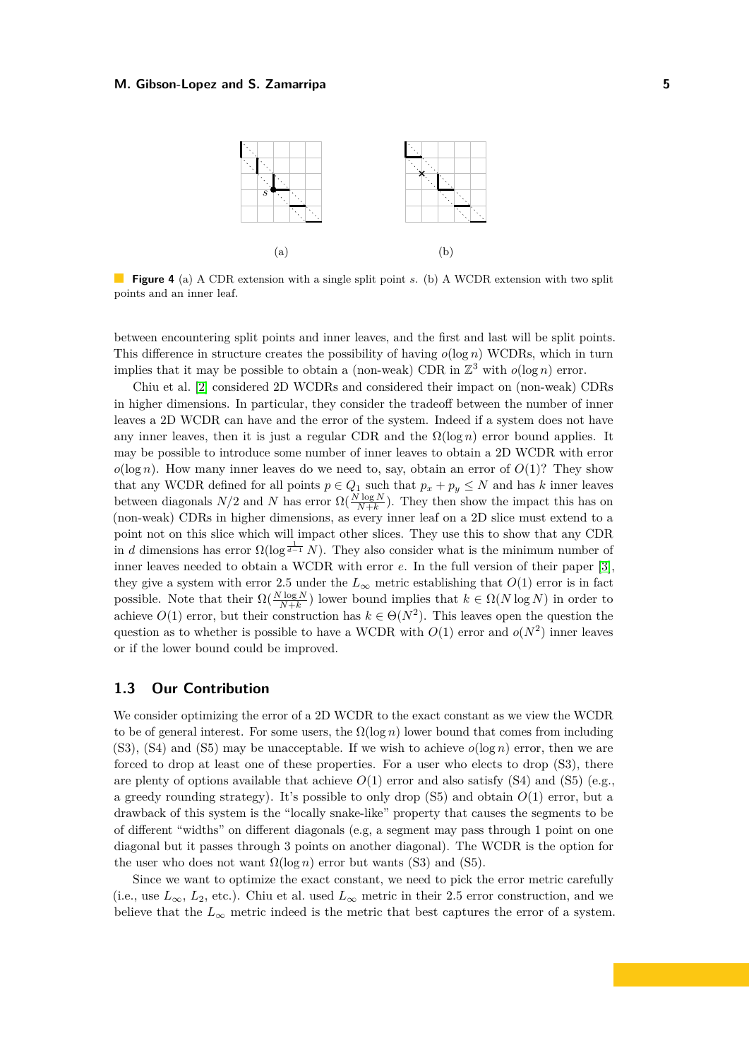(a) (b)

**Figure 4** (a) A CDR extension with a single split point $s$. (b) A WCDR extension with two split points and an inner leaf.

between encountering split points and inner leaves, and the first and last will be split points. This difference in structure creates the possibility of having $o(\log n)$ WCDRs, which in turn implies that it may be possible to obtain a (non-weak) CDR in $\mathbb{Z}^3$ with $o(\log n)$ error.

Chiu et al. [2] considered 2D WCDRs and considered their impact on (non-weak) CDRs in higher dimensions. In particular, they consider the tradeoff between the number of inner leaves a 2D WCDR can have and the error of the system. Indeed if a system does not have any inner leaves, then it is just a regular CDR and the $\Omega(\log n)$ error bound applies. It may be possible to introduce some number of inner leaves to obtain a 2D WCDR with error $o(\log n)$. How many inner leaves do we need to, say, obtain an error of $O(1)$? They show that any WCDR defined for all points $p \in Q_1$ such that $p_x + p_y \leq N$ and has $k$ inner leaves between diagonals $N/2$ and $N$ has error $\Omega(\frac{N \log N}{N+k})$. They then show the impact this has on (non-weak) CDRs in higher dimensions, as every inner leaf on a 2D slice must extend to a point not on this slice which will impact other slices. They use this to show that any CDR in $d$ dimensions has error $\Omega(\log^{\frac{1}{d-1}} N)$. They also consider what is the minimum number of inner leaves needed to obtain a WCDR with error $e$. In the full version of their paper [3], they give a system with error 2.5 under the $L_\infty$ metric establishing that $O(1)$ error is in fact possible. Note that their $\Omega(\frac{N \log N}{N+k})$ lower bound implies that $k \in \Omega(N \log N)$ in order to achieve $O(1)$ error, but their construction has $k \in \Theta(N^2)$. This leaves open the question the question as to whether is possible to have a WCDR with $O(1)$ error and $o(N^2)$ inner leaves or if the lower bound could be improved.

## 1.3 Our Contribution

We consider optimizing the error of a 2D WCDR to the exact constant as we view the WCDR to be of general interest. For some users, the $\Omega(\log n)$ lower bound that comes from including (S3), (S4) and (S5) may be unacceptable. If we wish to achieve $o(\log n)$ error, then we are forced to drop at least one of these properties. For a user who elects to drop (S3), there are plenty of options available that achieve $O(1)$ error and also satisfy (S4) and (S5) (e.g., a greedy rounding strategy). It's possible to only drop (S5) and obtain $O(1)$ error, but a drawback of this system is the "locally snake-like" property that causes the segments to be of different "widths" on different diagonals (e.g, a segment may pass through 1 point on one diagonal but it passes through 3 points on another diagonal). The WCDR is the option for the user who does not want $\Omega(\log n)$ error but wants (S3) and (S5).

Since we want to optimize the exact constant, we need to pick the error metric carefully (i.e., use $L_\infty$, $L_2$, etc.). Chiu et al. used $L_\infty$ metric in their 2.5 error construction, and we believe that the $L_\infty$ metric indeed is the metric that best captures the error of a system.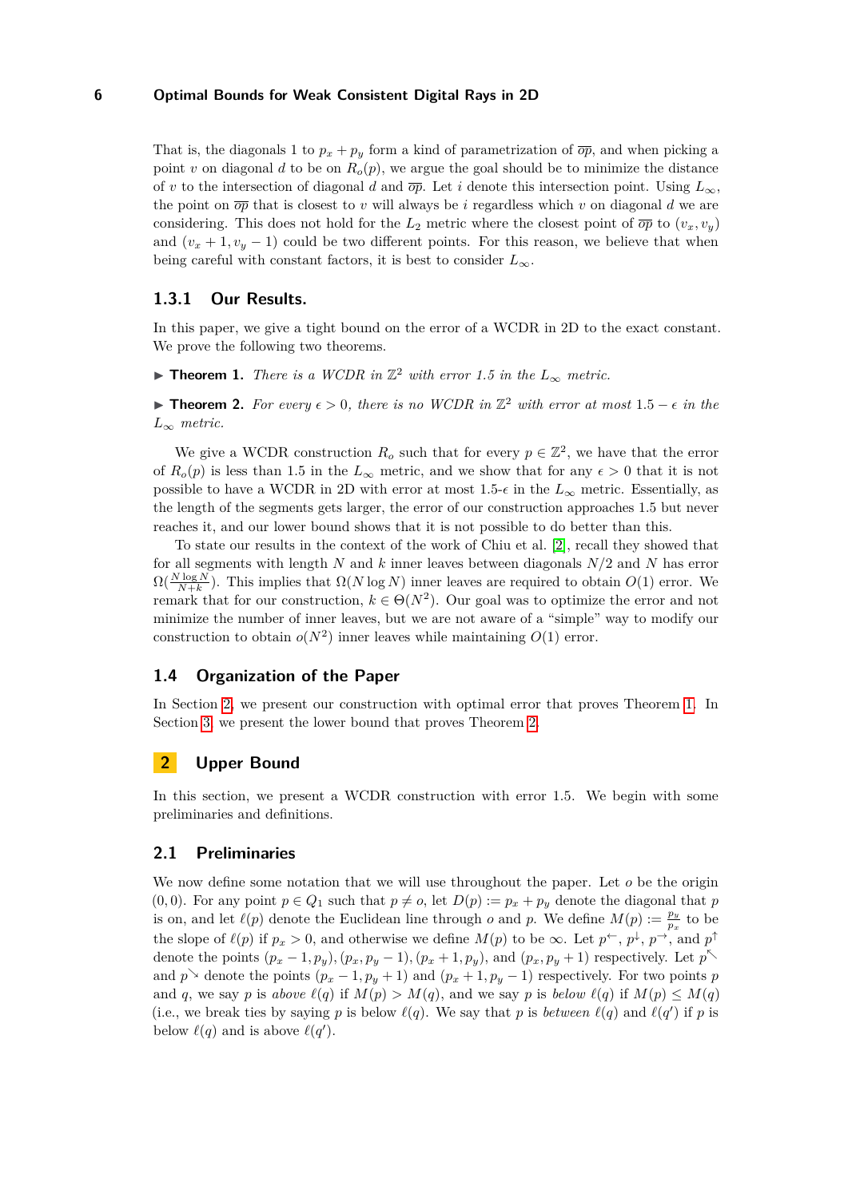That is, the diagonals 1 to $p_x + p_y$ form a kind of parametrization of $\overline{op}$, and when picking a point $v$ on diagonal $d$ to be on $R_o(p)$, we argue the goal should be to minimize the distance of $v$ to the intersection of diagonal $d$ and $\overline{op}$. Let $i$ denote this intersection point. Using $L_\infty$, the point on $\overline{op}$ that is closest to $v$ will always be $i$ regardless which $v$ on diagonal $d$ we are considering. This does not hold for the $L_2$ metric where the closest point of $\overline{op}$ to $(v_x, v_y)$ and $(v_x + 1, v_y - 1)$ could be two different points. For this reason, we believe that when being careful with constant factors, it is best to consider $L_\infty$.

### 1.3.1 Our Results.

In this paper, we give a tight bound on the error of a WCDR in 2D to the exact constant. We prove the following two theorems.

▶ **Theorem 1.** *There is a WCDR in $\mathbb{Z}^2$ with error 1.5 in the $L_\infty$ metric.*

▶ **Theorem 2.** *For every $\epsilon > 0$, there is no WCDR in $\mathbb{Z}^2$ with error at most $1.5 - \epsilon$ in the $L_\infty$ metric.*

We give a WCDR construction $R_o$ such that for every $p \in \mathbb{Z}^2$, we have that the error of $R_o(p)$ is less than 1.5 in the $L_\infty$ metric, and we show that for any $\epsilon > 0$ that it is not possible to have a WCDR in 2D with error at most 1.5-$\epsilon$ in the $L_\infty$ metric. Essentially, as the length of the segments gets larger, the error of our construction approaches 1.5 but never reaches it, and our lower bound shows that it is not possible to do better than this.

To state our results in the context of the work of Chiu et al. [2], recall they showed that for all segments with length $N$ and $k$ inner leaves between diagonals $N/2$ and $N$ has error $\Omega(\frac{N \log N}{N+k})$. This implies that $\Omega(N \log N)$ inner leaves are required to obtain $O(1)$ error. We remark that for our construction, $k \in \Theta(N^2)$. Our goal was to optimize the error and not minimize the number of inner leaves, but we are not aware of a "simple" way to modify our construction to obtain $o(N^2)$ inner leaves while maintaining $O(1)$ error.

## 1.4 Organization of the Paper

In Section 2, we present our construction with optimal error that proves Theorem 1. In Section 3, we present the lower bound that proves Theorem 2.

# 2 Upper Bound

In this section, we present a WCDR construction with error 1.5. We begin with some preliminaries and definitions.

## 2.1 Preliminaries

We now define some notation that we will use throughout the paper. Let $o$ be the origin $(0, 0)$. For any point $p \in Q_1$ such that $p \neq o$, let $D(p) := p_x + p_y$ denote the diagonal that $p$ is on, and let $\ell(p)$ denote the Euclidean line through $o$ and $p$. We define $M(p) := \frac{p_y}{p_x}$ to be the slope of $\ell(p)$ if $p_x > 0$, and otherwise we define $M(p)$ to be $\infty$. Let $p^{\leftarrow}$, $p^{\downarrow}$, $p^{\rightarrow}$, and $p^{\uparrow}$ denote the points $(p_x - 1, p_y), (p_x, p_y - 1), (p_x + 1, p_y)$, and $(p_x, p_y + 1)$ respectively. Let $p^{\nwarrow}$ and $p^{\searrow}$ denote the points $(p_x - 1, p_y + 1)$ and $(p_x + 1, p_y - 1)$ respectively. For two points $p$ and $q$, we say $p$ is *above* $\ell(q)$ if $M(p) > M(q)$, and we say $p$ is *below* $\ell(q)$ if $M(p) \leq M(q)$ (i.e., we break ties by saying $p$ is below $\ell(q)$. We say that $p$ is *between* $\ell(q)$ and $\ell(q')$ if $p$ is below $\ell(q)$ and is above $\ell(q')$.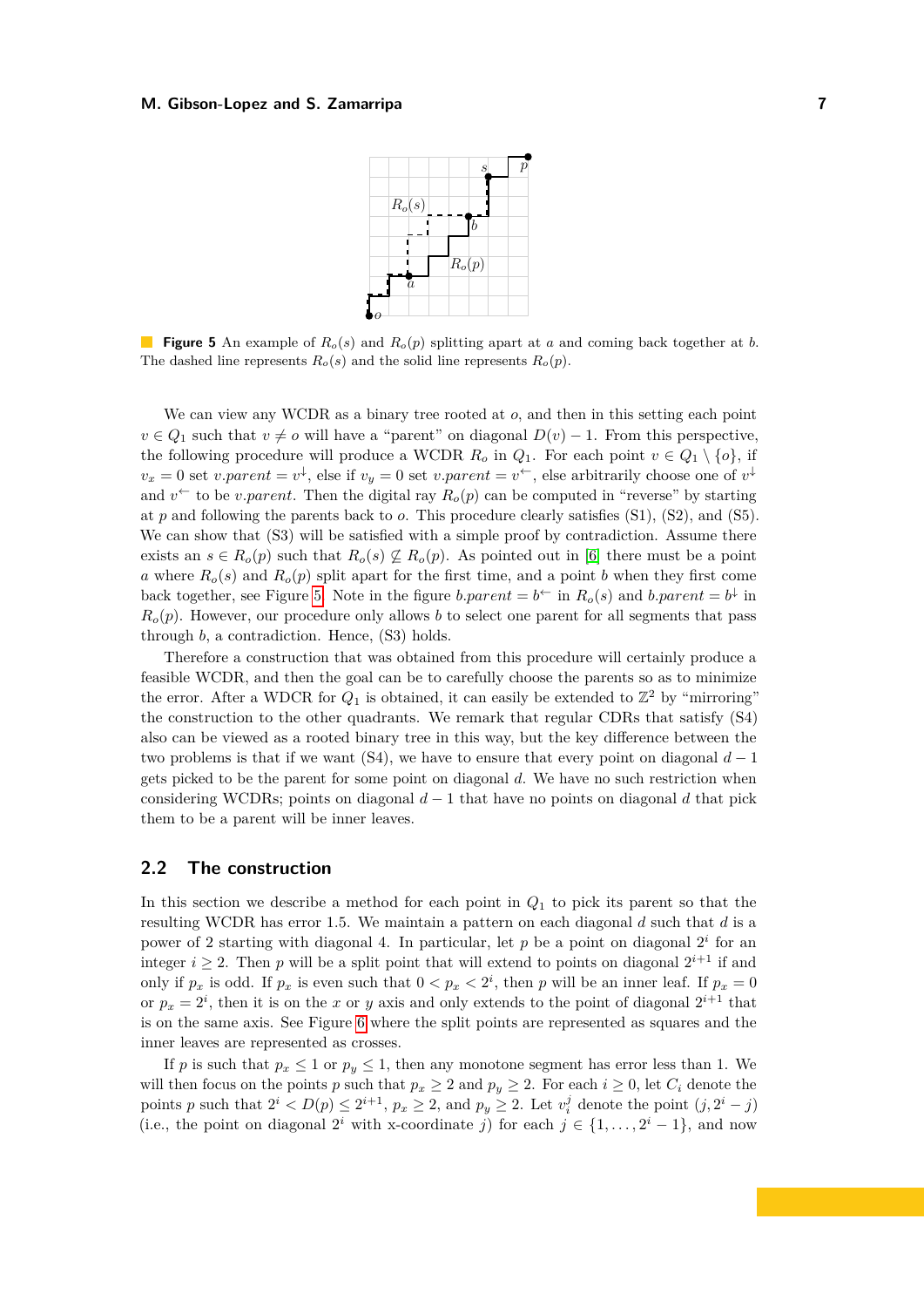**Figure 5** An example of $R_o(s)$ and $R_o(p)$ splitting apart at $a$ and coming back together at $b$. The dashed line represents $R_o(s)$ and the solid line represents $R_o(p)$.

We can view any WCDR as a binary tree rooted at $o$, and then in this setting each point $v \in Q_1$ such that $v \neq o$ will have a "parent" on diagonal $D(v) - 1$. From this perspective, the following procedure will produce a WCDR $R_o$ in $Q_1$. For each point $v \in Q_1 \setminus \{o\}$, if $v_x = 0$ set $v.parent = v^{\downarrow}$, else if $v_y = 0$ set $v.parent = v^{\leftarrow}$, else arbitrarily choose one of $v^{\downarrow}$ and $v^{\leftarrow}$ to be $v.parent$. Then the digital ray $R_o(p)$ can be computed in "reverse" by starting at $p$ and following the parents back to $o$. This procedure clearly satisfies (S1), (S2), and (S5). We can show that (S3) will be satisfied with a simple proof by contradiction. Assume there exists an $s \in R_o(p)$ such that $R_o(s) \not\subseteq R_o(p)$. As pointed out in [6] there must be a point $a$ where $R_o(s)$ and $R_o(p)$ split apart for the first time, and a point $b$ when they first come back together, see Figure 5. Note in the figure $b.parent = b^{\leftarrow}$ in $R_o(s)$ and $b.parent = b^{\downarrow}$ in $R_o(p)$. However, our procedure only allows $b$ to select one parent for all segments that pass through $b$, a contradiction. Hence, (S3) holds.

Therefore a construction that was obtained from this procedure will certainly produce a feasible WCDR, and then the goal can be to carefully choose the parents so as to minimize the error. After a WDCR for $Q_1$ is obtained, it can easily be extended to $\mathbb{Z}^2$ by "mirroring" the construction to the other quadrants. We remark that regular CDRs that satisfy (S4) also can be viewed as a rooted binary tree in this way, but the key difference between the two problems is that if we want (S4), we have to ensure that every point on diagonal $d - 1$ gets picked to be the parent for some point on diagonal $d$. We have no such restriction when considering WCDRs; points on diagonal $d - 1$ that have no points on diagonal $d$ that pick them to be a parent will be inner leaves.

## 2.2 The construction

In this section we describe a method for each point in $Q_1$ to pick its parent so that the resulting WCDR has error 1.5. We maintain a pattern on each diagonal $d$ such that $d$ is a power of 2 starting with diagonal 4. In particular, let $p$ be a point on diagonal $2^i$ for an integer $i \geq 2$. Then $p$ will be a split point that will extend to points on diagonal $2^{i+1}$ if and only if $p_x$ is odd. If $p_x$ is even such that $0 < p_x < 2^i$, then $p$ will be an inner leaf. If $p_x = 0$ or $p_x = 2^i$, then it is on the $x$ or $y$ axis and only extends to the point of diagonal $2^{i+1}$ that is on the same axis. See Figure 6 where the split points are represented as squares and the inner leaves are represented as crosses.

If $p$ is such that $p_x \leq 1$ or $p_y \leq 1$, then any monotone segment has error less than 1. We will then focus on the points $p$ such that $p_x \geq 2$ and $p_y \geq 2$. For each $i \geq 0$, let $C_i$ denote the points $p$ such that $2^i < D(p) \leq 2^{i+1}$, $p_x \geq 2$, and $p_y \geq 2$. Let $v_i^j$ denote the point $(j, 2^i - j)$ (i.e., the point on diagonal $2^i$ with x-coordinate $j$) for each $j \in \{1, \ldots, 2^i - 1\}$, and now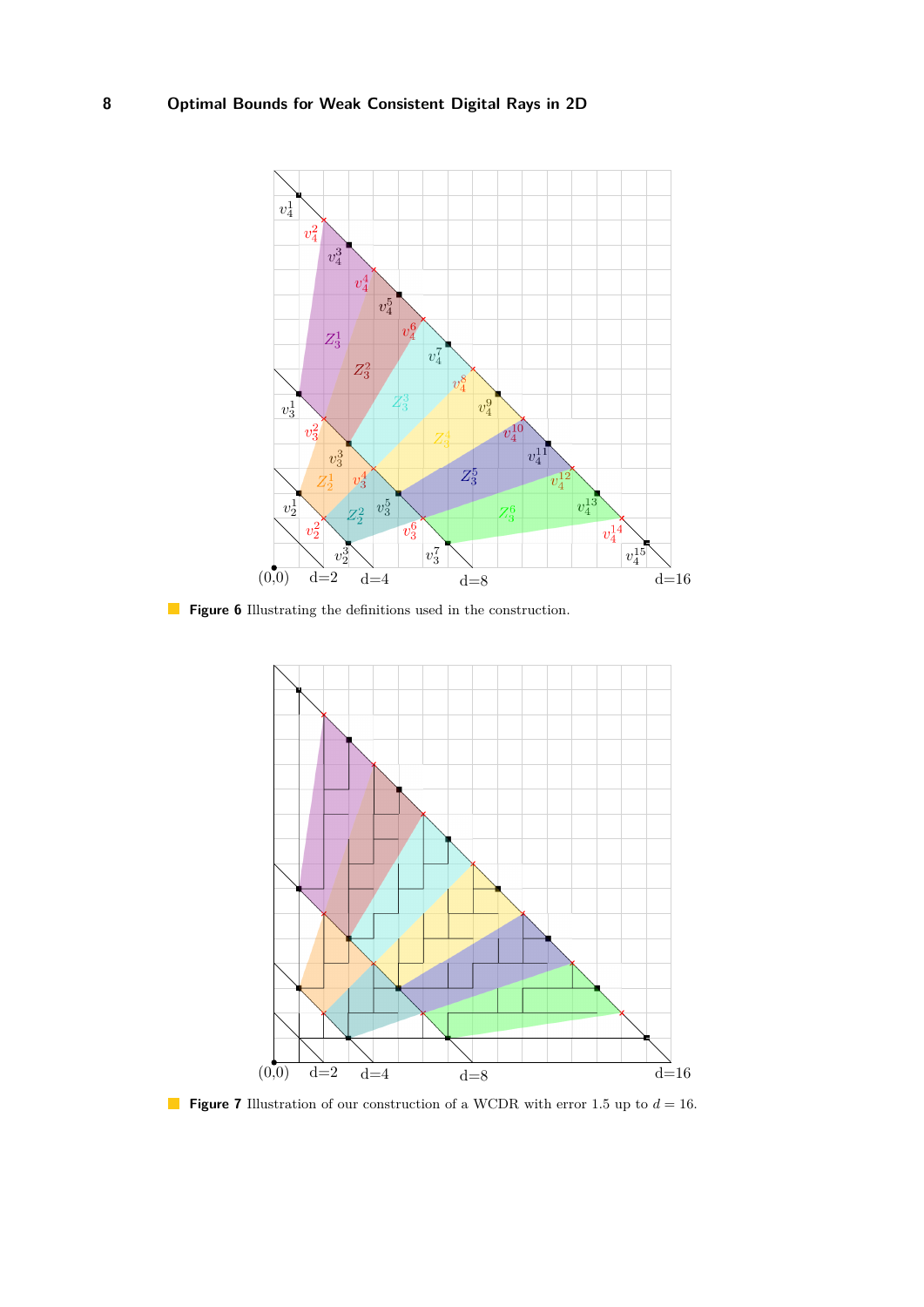**Figure 6** Illustrating the definitions used in the construction.

**Figure 7** Illustration of our construction of a WCDR with error 1.5 up to $d = 16$.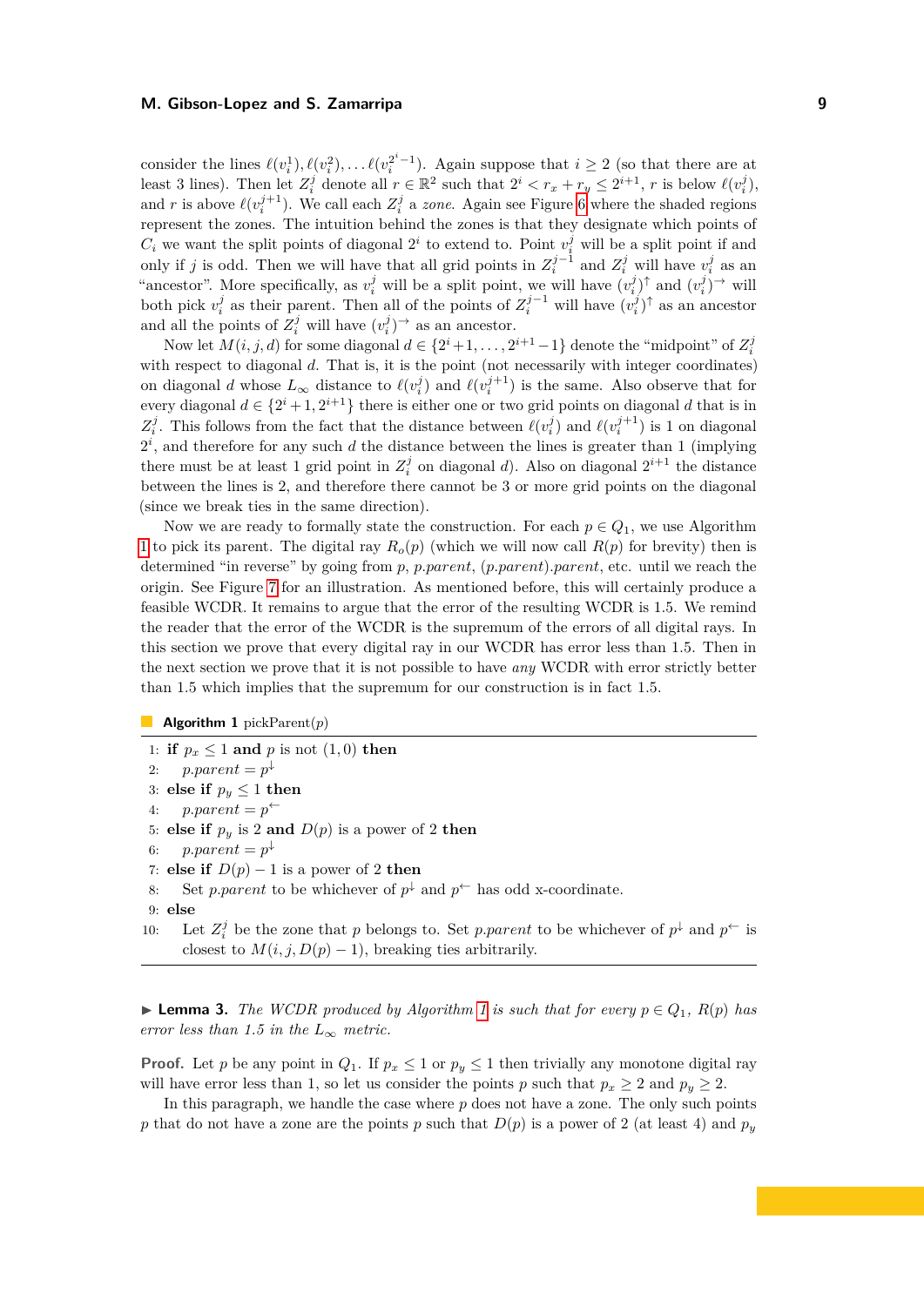consider the lines $\ell(v_i^1), \ell(v_i^2), \ldots \ell(v_i^{2^i-1})$. Again suppose that $i \geq 2$ (so that there are at least 3 lines). Then let $Z_i^j$ denote all $r \in \mathbb{R}^2$ such that $2^i < r_x + r_y \leq 2^{i+1}$, $r$ is below $\ell(v_i^j)$, and $r$ is above $\ell(v_i^{j+1})$. We call each $Z_i^j$ a *zone*. Again see Figure 6 where the shaded regions represent the zones. The intuition behind the zones is that they designate which points of $C_i$ we want the split points of diagonal $2^i$ to extend to. Point $v_i^j$ will be a split point if and only if $j$ is odd. Then we will have that all grid points in $Z_i^{j-1}$ and $Z_i^j$ will have $v_i^j$ as an "ancestor". More specifically, as $v_i^j$ will be a split point, we will have $(v_i^j)^\uparrow$ and $(v_i^j)^\rightarrow$ will both pick $v_i^j$ as their parent. Then all of the points of $Z_i^{j-1}$ will have $(v_i^j)^\uparrow$ as an ancestor and all the points of $Z_i^j$ will have $(v_i^j)^\rightarrow$ as an ancestor.

Now let $M(i,j,d)$ for some diagonal $d \in \{2^i+1, \ldots, 2^{i+1}-1\}$ denote the "midpoint" of $Z_i^j$ with respect to diagonal $d$. That is, it is the point (not necessarily with integer coordinates) on diagonal $d$ whose $L_\infty$ distance to $\ell(v_i^j)$ and $\ell(v_i^{j+1})$ is the same. Also observe that for every diagonal $d \in \{2^i+1, 2^{i+1}\}$ there is either one or two grid points on diagonal $d$ that is in $Z_i^j$. This follows from the fact that the distance between $\ell(v_i^j)$ and $\ell(v_i^{j+1})$ is 1 on diagonal $2^i$, and therefore for any such $d$ the distance between the lines is greater than 1 (implying there must be at least 1 grid point in $Z_i^j$ on diagonal $d$). Also on diagonal $2^{i+1}$ the distance between the lines is 2, and therefore there cannot be 3 or more grid points on the diagonal (since we break ties in the same direction).

Now we are ready to formally state the construction. For each $p \in Q_1$, we use Algorithm 1 to pick its parent. The digital ray $R_o(p)$ (which we will now call $R(p)$ for brevity) then is determined "in reverse" by going from $p$, $p.parent$, $(p.parent).parent$, etc. until we reach the origin. See Figure 7 for an illustration. As mentioned before, this will certainly produce a feasible WCDR. It remains to argue that the error of the resulting WCDR is 1.5. We remind the reader that the error of the WCDR is the supremum of the errors of all digital rays. In this section we prove that every digital ray in our WCDR has error less than 1.5. Then in the next section we prove that it is not possible to have *any* WCDR with error strictly better than 1.5 which implies that the supremum for our construction is in fact 1.5.

**Algorithm 1** pickParent($p$)

```
1:  if p_x ≤ 1 and p is not (1,0) then
2:      p.parent = p^↓
3:  else if p_y ≤ 1 then
4:      p.parent = p^←
5:  else if p_y is 2 and D(p) is a power of 2 then
6:      p.parent = p^↓
7:  else if D(p) − 1 is a power of 2 then
8:      Set p.parent to be whichever of p^↓ and p^← has odd x-coordinate.
9:  else
10:     Let Z_i^j be the zone that p belongs to. Set p.parent to be whichever of p^↓ and p^← is
        closest to M(i, j, D(p) − 1), breaking ties arbitrarily.
```

▶ **Lemma 3.** *The WCDR produced by Algorithm 1 is such that for every $p \in Q_1$, $R(p)$ has error less than 1.5 in the $L_\infty$ metric.*

**Proof.** Let $p$ be any point in $Q_1$. If $p_x \leq 1$ or $p_y \leq 1$ then trivially any monotone digital ray will have error less than 1, so let us consider the points $p$ such that $p_x \geq 2$ and $p_y \geq 2$.

In this paragraph, we handle the case where $p$ does not have a zone. The only such points $p$ that do not have a zone are the points $p$ such that $D(p)$ is a power of 2 (at least 4) and $p_y$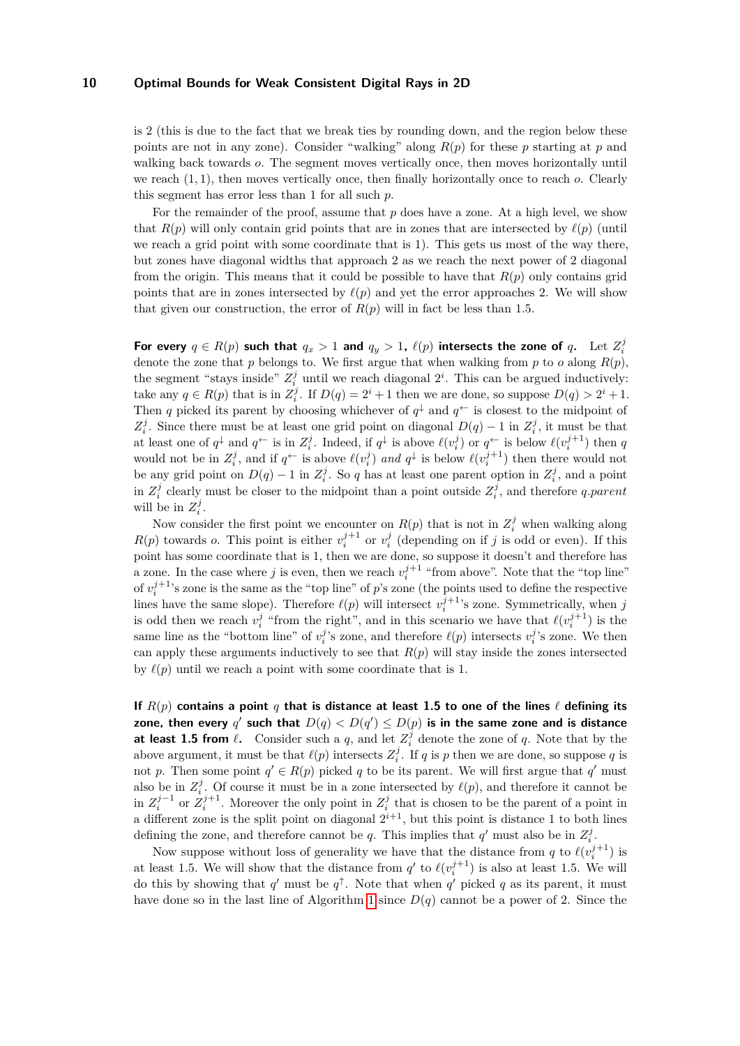is 2 (this is due to the fact that we break ties by rounding down, and the region below these points are not in any zone). Consider "walking" along $R(p)$ for these $p$ starting at $p$ and walking back towards $o$. The segment moves vertically once, then moves horizontally until we reach $(1, 1)$, then moves vertically once, then finally horizontally once to reach $o$. Clearly this segment has error less than 1 for all such $p$.

For the remainder of the proof, assume that $p$ does have a zone. At a high level, we show that $R(p)$ will only contain grid points that are in zones that are intersected by $\ell(p)$ (until we reach a grid point with some coordinate that is 1). This gets us most of the way there, but zones have diagonal widths that approach 2 as we reach the next power of 2 diagonal from the origin. This means that it could be possible to have that $R(p)$ only contains grid points that are in zones intersected by $\ell(p)$ and yet the error approaches 2. We will show that given our construction, the error of $R(p)$ will in fact be less than 1.5.

**For every $q \in R(p)$ such that $q_x > 1$ and $q_y > 1$, $\ell(p)$ intersects the zone of $q$.** Let $Z_i^j$ denote the zone that $p$ belongs to. We first argue that when walking from $p$ to $o$ along $R(p)$, the segment "stays inside" $Z_i^j$ until we reach diagonal $2^i$. This can be argued inductively: take any $q \in R(p)$ that is in $Z_i^j$. If $D(q) = 2^i + 1$ then we are done, so suppose $D(q) > 2^i + 1$. Then $q$ picked its parent by choosing whichever of $q^{\downarrow}$ and $q^{\leftarrow}$ is closest to the midpoint of $Z_i^j$. Since there must be at least one grid point on diagonal $D(q) - 1$ in $Z_i^j$, it must be that at least one of $q^{\downarrow}$ and $q^{\leftarrow}$ is in $Z_i^j$. Indeed, if $q^{\downarrow}$ is above $\ell(v_i^j)$ or $q^{\leftarrow}$ is below $\ell(v_i^{j+1})$ then $q$ would not be in $Z_i^j$, and if $q^{\leftarrow}$ is above $\ell(v_i^j)$ *and* $q^{\downarrow}$ is below $\ell(v_i^{j+1})$ then there would not be any grid point on $D(q) - 1$ in $Z_i^j$. So $q$ has at least one parent option in $Z_i^j$, and a point in $Z_i^j$ clearly must be closer to the midpoint than a point outside $Z_i^j$, and therefore $q.parent$ will be in $Z_i^j$.

Now consider the first point we encounter on $R(p)$ that is not in $Z_i^j$ when walking along $R(p)$ towards $o$. This point is either $v_i^{j+1}$ or $v_i^j$ (depending on if $j$ is odd or even). If this point has some coordinate that is 1, then we are done, so suppose it doesn't and therefore has a zone. In the case where $j$ is even, then we reach $v_i^{j+1}$ "from above". Note that the "top line" of $v_i^{j+1}$'s zone is the same as the "top line" of $p$'s zone (the points used to define the respective lines have the same slope). Therefore $\ell(p)$ will intersect $v_i^{j+1}$'s zone. Symmetrically, when $j$ is odd then we reach $v_i^j$ "from the right", and in this scenario we have that $\ell(v_i^{j+1})$ is the same line as the "bottom line" of $v_i^j$'s zone, and therefore $\ell(p)$ intersects $v_i^j$'s zone. We then can apply these arguments inductively to see that $R(p)$ will stay inside the zones intersected by $\ell(p)$ until we reach a point with some coordinate that is 1.

**If $R(p)$ contains a point $q$ that is distance at least 1.5 to one of the lines $\ell$ defining its zone, then every $q'$ such that $D(q) < D(q') \leq D(p)$ is in the same zone and is distance at least 1.5 from $\ell$.** Consider such a $q$, and let $Z_i^j$ denote the zone of $q$. Note that by the above argument, it must be that $\ell(p)$ intersects $Z_i^j$. If $q$ is $p$ then we are done, so suppose $q$ is not $p$. Then some point $q' \in R(p)$ picked $q$ to be its parent. We will first argue that $q'$ must also be in $Z_i^j$. Of course it must be in a zone intersected by $\ell(p)$, and therefore it cannot be in $Z_i^{j-1}$ or $Z_i^{j+1}$. Moreover the only point in $Z_i^j$ that is chosen to be the parent of a point in a different zone is the split point on diagonal $2^{i+1}$, but this point is distance 1 to both lines defining the zone, and therefore cannot be $q$. This implies that $q'$ must also be in $Z_i^j$.

Now suppose without loss of generality we have that the distance from $q$ to $\ell(v_i^{j+1})$ is at least 1.5. We will show that the distance from $q'$ to $\ell(v_i^{j+1})$ is also at least 1.5. We will do this by showing that $q'$ must be $q^{\uparrow}$. Note that when $q'$ picked $q$ as its parent, it must have done so in the last line of Algorithm 1 since $D(q)$ cannot be a power of 2. Since the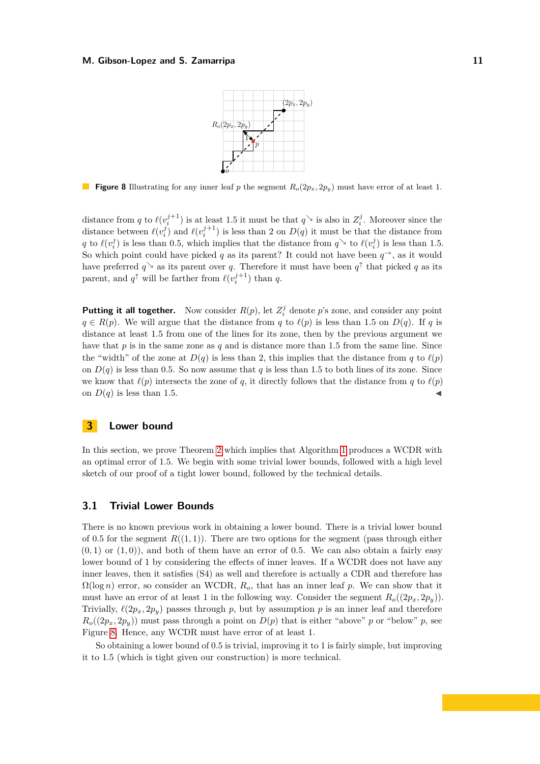**Figure 8** Illustrating for any inner leaf $p$ the segment $R_o(2p_x, 2p_y)$ must have error of at least 1.

distance from $q$ to $\ell(v_i^{j+1})$ is at least 1.5 it must be that $q^{\searrow}$ is also in $Z_i^j$. Moreover since the distance between $\ell(v_i^j)$ and $\ell(v_i^{j+1})$ is less than 2 on $D(q)$ it must be that the distance from $q$ to $\ell(v_i^j)$ is less than 0.5, which implies that the distance from $q^{\searrow}$ to $\ell(v_i^j)$ is less than 1.5. So which point could have picked $q$ as its parent? It could not have been $q^{\rightarrow}$, as it would have preferred $q^{\searrow}$ as its parent over $q$. Therefore it must have been $q^{\uparrow}$ that picked $q$ as its parent, and $q^{\uparrow}$ will be farther from $\ell(v_i^{j+1})$ than $q$.

**Putting it all together.** Now consider $R(p)$, let $Z_i^j$ denote $p$'s zone, and consider any point $q \in R(p)$. We will argue that the distance from $q$ to $\ell(p)$ is less than 1.5 on $D(q)$. If $q$ is distance at least 1.5 from one of the lines for its zone, then by the previous argument we have that $p$ is in the same zone as $q$ and is distance more than 1.5 from the same line. Since the "width" of the zone at $D(q)$ is less than 2, this implies that the distance from $q$ to $\ell(p)$ on $D(q)$ is less than 0.5. So now assume that $q$ is less than 1.5 to both lines of its zone. Since we know that $\ell(p)$ intersects the zone of $q$, it directly follows that the distance from $q$ to $\ell(p)$ on $D(q)$ is less than 1.5. ◀

## 3 Lower bound

In this section, we prove Theorem 2 which implies that Algorithm 1 produces a WCDR with an optimal error of 1.5. We begin with some trivial lower bounds, followed with a high level sketch of our proof of a tight lower bound, followed by the technical details.

### 3.1 Trivial Lower Bounds

There is no known previous work in obtaining a lower bound. There is a trivial lower bound of 0.5 for the segment $R((1,1))$. There are two options for the segment (pass through either $(0,1)$ or $(1,0)$), and both of them have an error of 0.5. We can also obtain a fairly easy lower bound of 1 by considering the effects of inner leaves. If a WCDR does not have any inner leaves, then it satisfies (S4) as well and therefore is actually a CDR and therefore has $\Omega(\log n)$ error, so consider an WCDR, $R_o$, that has an inner leaf $p$. We can show that it must have an error of at least 1 in the following way. Consider the segment $R_o((2p_x, 2p_y))$. Trivially, $\ell(2p_x, 2p_y)$ passes through $p$, but by assumption $p$ is an inner leaf and therefore $R_o((2p_x, 2p_y))$ must pass through a point on $D(p)$ that is either "above" $p$ or "below" $p$, see Figure 8. Hence, any WCDR must have error of at least 1.

So obtaining a lower bound of 0.5 is trivial, improving it to 1 is fairly simple, but improving it to 1.5 (which is tight given our construction) is more technical.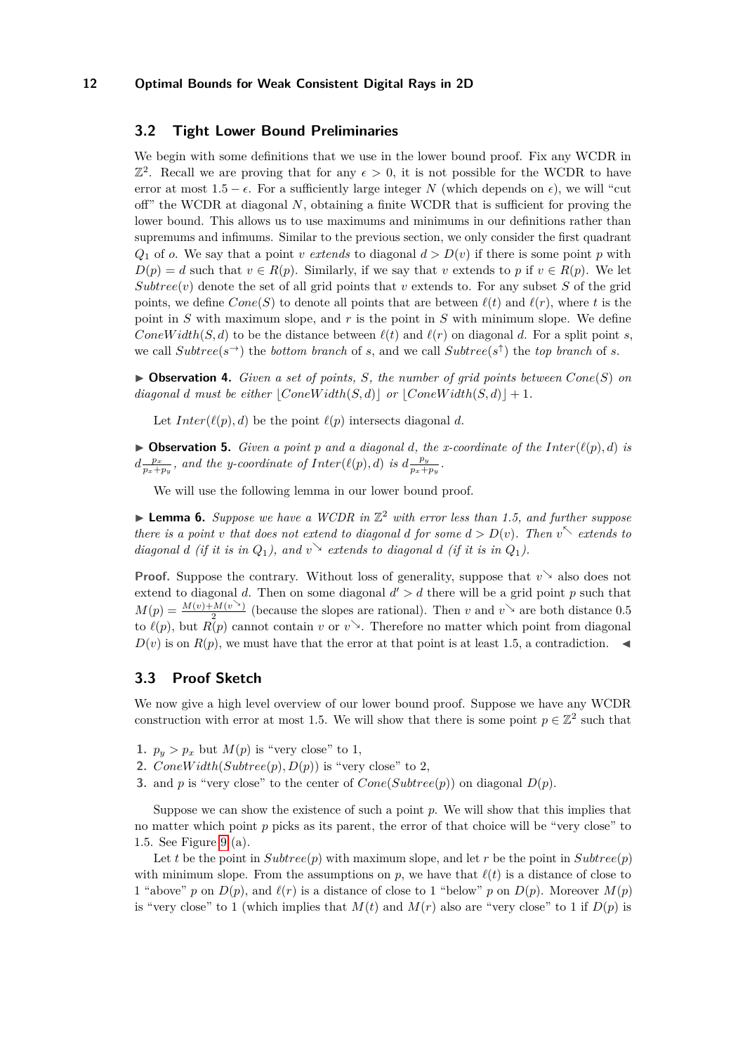## 3.2 Tight Lower Bound Preliminaries

We begin with some definitions that we use in the lower bound proof. Fix any WCDR in $\mathbb{Z}^2$. Recall we are proving that for any $\epsilon > 0$, it is not possible for the WCDR to have error at most $1.5 - \epsilon$. For a sufficiently large integer $N$ (which depends on $\epsilon$), we will "cut off" the WCDR at diagonal $N$, obtaining a finite WCDR that is sufficient for proving the lower bound. This allows us to use maximums and minimums in our definitions rather than supremums and infimums. Similar to the previous section, we only consider the first quadrant $Q_1$ of $o$. We say that a point $v$ *extends* to diagonal $d > D(v)$ if there is some point $p$ with $D(p) = d$ such that $v \in R(p)$. Similarly, if we say that $v$ extends to $p$ if $v \in R(p)$. We let $Subtree(v)$ denote the set of all grid points that $v$ extends to. For any subset $S$ of the grid points, we define $Cone(S)$ to denote all points that are between $\ell(t)$ and $\ell(r)$, where $t$ is the point in $S$ with maximum slope, and $r$ is the point in $S$ with minimum slope. We define $ConeWidth(S, d)$ to be the distance between $\ell(t)$ and $\ell(r)$ on diagonal $d$. For a split point $s$, we call $Subtree(s^{\rightarrow})$ the *bottom branch* of $s$, and we call $Subtree(s^{\uparrow})$ the *top branch* of $s$.

▶ **Observation 4.** *Given a set of points, $S$, the number of grid points between $Cone(S)$ on diagonal $d$ must be either $\lfloor ConeWidth(S, d) \rfloor$ or $\lfloor ConeWidth(S, d) \rfloor + 1$.*

Let $Inter(\ell(p), d)$ be the point $\ell(p)$ intersects diagonal $d$.

▶ **Observation 5.** *Given a point $p$ and a diagonal $d$, the x-coordinate of the $Inter(\ell(p), d)$ is $d\frac{p_x}{p_x+p_y}$, and the y-coordinate of $Inter(\ell(p), d)$ is $d\frac{p_y}{p_x+p_y}$.*

We will use the following lemma in our lower bound proof.

▶ **Lemma 6.** *Suppose we have a WCDR in $\mathbb{Z}^2$ with error less than 1.5, and further suppose there is a point $v$ that does not extend to diagonal $d$ for some $d > D(v)$. Then $v^{\nwarrow}$ extends to diagonal $d$ (if it is in $Q_1$), and $v^{\searrow}$ extends to diagonal $d$ (if it is in $Q_1$).*

**Proof.** Suppose the contrary. Without loss of generality, suppose that $v^{\searrow}$ also does not extend to diagonal $d$. Then on some diagonal $d' > d$ there will be a grid point $p$ such that $M(p) = \frac{M(v)+M(v^{\searrow})}{2}$ (because the slopes are rational). Then $v$ and $v^{\searrow}$ are both distance 0.5 to $\ell(p)$, but $R(p)$ cannot contain $v$ or $v^{\searrow}$. Therefore no matter which point from diagonal $D(v)$ is on $R(p)$, we must have that the error at that point is at least 1.5, a contradiction. ◀

## 3.3 Proof Sketch

We now give a high level overview of our lower bound proof. Suppose we have any WCDR construction with error at most 1.5. We will show that there is some point $p \in \mathbb{Z}^2$ such that

1. $p_y > p_x$ but $M(p)$ is "very close" to 1,
2. $ConeWidth(Subtree(p), D(p))$ is "very close" to 2,
3. and $p$ is "very close" to the center of $Cone(Subtree(p))$ on diagonal $D(p)$.

Suppose we can show the existence of such a point $p$. We will show that this implies that no matter which point $p$ picks as its parent, the error of that choice will be "very close" to 1.5. See Figure 9 (a).

Let $t$ be the point in $Subtree(p)$ with maximum slope, and let $r$ be the point in $Subtree(p)$ with minimum slope. From the assumptions on $p$, we have that $\ell(t)$ is a distance of close to 1 "above" $p$ on $D(p)$, and $\ell(r)$ is a distance of close to 1 "below" $p$ on $D(p)$. Moreover $M(p)$ is "very close" to 1 (which implies that $M(t)$ and $M(r)$ also are "very close" to 1 if $D(p)$ is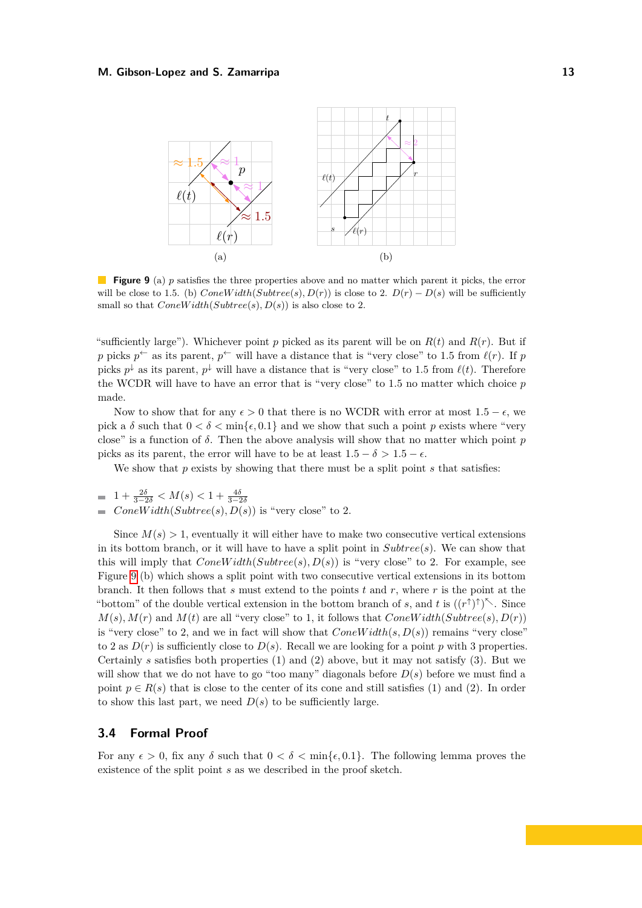**Figure 9** (a) $p$ satisfies the three properties above and no matter which parent it picks, the error will be close to 1.5. (b) $ConeWidth(Subtree(s), D(r))$ is close to 2. $D(r) - D(s)$ will be sufficiently small so that $ConeWidth(Subtree(s), D(s))$ is also close to 2.

"sufficiently large"). Whichever point $p$ picked as its parent will be on $R(t)$ and $R(r)$. But if $p$ picks $p^{\leftarrow}$ as its parent, $p^{\leftarrow}$ will have a distance that is "very close" to 1.5 from $\ell(r)$. If $p$ picks $p^{\downarrow}$ as its parent, $p^{\downarrow}$ will have a distance that is "very close" to 1.5 from $\ell(t)$. Therefore the WCDR will have to have an error that is "very close" to 1.5 no matter which choice $p$ made.

Now to show that for any $\epsilon > 0$ that there is no WCDR with error at most $1.5 - \epsilon$, we pick a $\delta$ such that $0 < \delta < \min\{\epsilon, 0.1\}$ and we show that such a point $p$ exists where "very close" is a function of $\delta$. Then the above analysis will show that no matter which point $p$ picks as its parent, the error will have to be at least $1.5 - \delta > 1.5 - \epsilon$.

We show that $p$ exists by showing that there must be a split point $s$ that satisfies:

- $1 + \frac{2\delta}{3-2\delta} < M(s) < 1 + \frac{4\delta}{3-2\delta}$
- $ConeWidth(Subtree(s), D(s))$ is "very close" to 2.

Since $M(s) > 1$, eventually it will either have to make two consecutive vertical extensions in its bottom branch, or it will have to have a split point in $Subtree(s)$. We can show that this will imply that $ConeWidth(Subtree(s), D(s))$ is "very close" to 2. For example, see Figure 9 (b) which shows a split point with two consecutive vertical extensions in its bottom branch. It then follows that $s$ must extend to the points $t$ and $r$, where $r$ is the point at the "bottom" of the double vertical extension in the bottom branch of $s$, and $t$ is $((r^{\uparrow})^{\uparrow})^{\nwarrow}$. Since $M(s), M(r)$ and $M(t)$ are all "very close" to 1, it follows that $ConeWidth(Subtree(s), D(r))$ is "very close" to 2, and we in fact will show that $ConeWidth(s, D(s))$ remains "very close" to 2 as $D(r)$ is sufficiently close to $D(s)$. Recall we are looking for a point $p$ with 3 properties. Certainly $s$ satisfies both properties (1) and (2) above, but it may not satisfy (3). But we will show that we do not have to go "too many" diagonals before $D(s)$ before we must find a point $p \in R(s)$ that is close to the center of its cone and still satisfies (1) and (2). In order to show this last part, we need $D(s)$ to be sufficiently large.

### 3.4 Formal Proof

For any $\epsilon > 0$, fix any $\delta$ such that $0 < \delta < \min\{\epsilon, 0.1\}$. The following lemma proves the existence of the split point $s$ as we described in the proof sketch.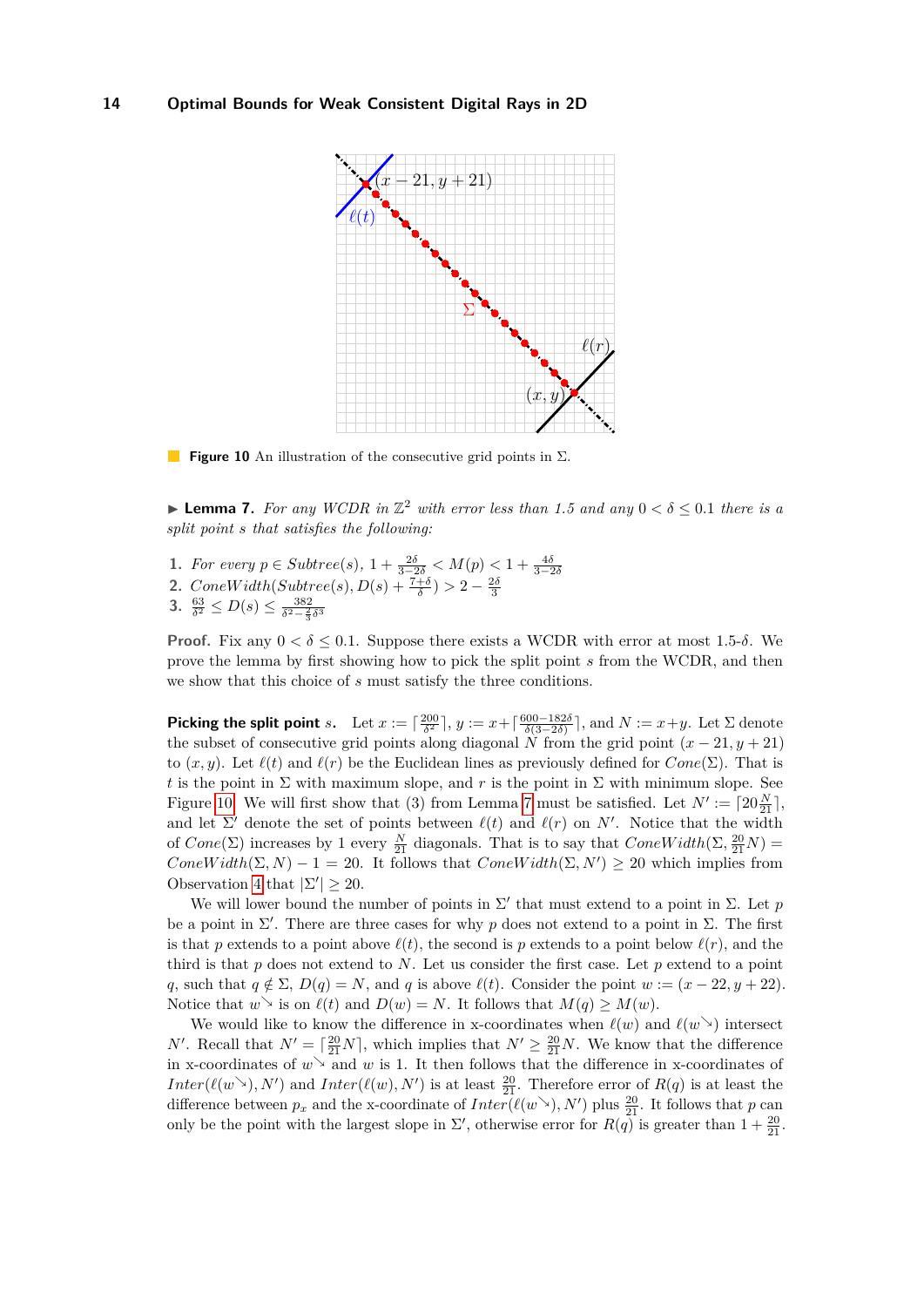**Figure 10** An illustration of the consecutive grid points in $\Sigma$.

▶ **Lemma 7.** *For any WCDR in $\mathbb{Z}^2$ with error less than 1.5 and any $0 < \delta \leq 0.1$ there is a split point $s$ that satisfies the following:*

1. *For every $p \in Subtree(s)$, $1 + \frac{2\delta}{3-2\delta} < M(p) < 1 + \frac{4\delta}{3-2\delta}$*
2. *$ConeWidth(Subtree(s), D(s) + \frac{7+\delta}{\delta}) > 2 - \frac{2\delta}{3}$*
3. *$\frac{63}{\delta^2} \leq D(s) \leq \frac{382}{\delta^2 - \frac{2}{3}\delta^3}$*

**Proof.** Fix any $0 < \delta \leq 0.1$. Suppose there exists a WCDR with error at most 1.5-$\delta$. We prove the lemma by first showing how to pick the split point $s$ from the WCDR, and then we show that this choice of $s$ must satisfy the three conditions.

**Picking the split point $s$.** Let $x := \lceil \frac{200}{\delta^2} \rceil$, $y := x + \lceil \frac{600-182\delta}{\delta(3-2\delta)} \rceil$, and $N := x+y$. Let $\Sigma$ denote the subset of consecutive grid points along diagonal $N$ from the grid point $(x-21, y+21)$ to $(x, y)$. Let $\ell(t)$ and $\ell(r)$ be the Euclidean lines as previously defined for $Cone(\Sigma)$. That is $t$ is the point in $\Sigma$ with maximum slope, and $r$ is the point in $\Sigma$ with minimum slope. See Figure 10. We will first show that (3) from Lemma 7 must be satisfied. Let $N' := \lceil 20\frac{N}{21} \rceil$, and let $\Sigma'$ denote the set of points between $\ell(t)$ and $\ell(r)$ on $N'$. Notice that the width of $Cone(\Sigma)$ increases by 1 every $\frac{N}{21}$ diagonals. That is to say that $ConeWidth(\Sigma, \frac{20}{21}N) = ConeWidth(\Sigma, N) - 1 = 20$. It follows that $ConeWidth(\Sigma, N') \geq 20$ which implies from Observation 4 that $|\Sigma'| \geq 20$.

We will lower bound the number of points in $\Sigma'$ that must extend to a point in $\Sigma$. Let $p$ be a point in $\Sigma'$. There are three cases for why $p$ does not extend to a point in $\Sigma$. The first is that $p$ extends to a point above $\ell(t)$, the second is $p$ extends to a point below $\ell(r)$, and the third is that $p$ does not extend to $N$. Let us consider the first case. Let $p$ extend to a point $q$, such that $q \notin \Sigma$, $D(q) = N$, and $q$ is above $\ell(t)$. Consider the point $w := (x-22, y+22)$. Notice that $w^{\searrow}$ is on $\ell(t)$ and $D(w) = N$. It follows that $M(q) \geq M(w)$.

We would like to know the difference in x-coordinates when $\ell(w)$ and $\ell(w^{\searrow})$ intersect $N'$. Recall that $N' = \lceil \frac{20}{21}N \rceil$, which implies that $N' \geq \frac{20}{21}N$. We know that the difference in x-coordinates of $w^{\searrow}$ and $w$ is 1. It then follows that the difference in x-coordinates of $Inter(\ell(w^{\searrow}), N')$ and $Inter(\ell(w), N')$ is at least $\frac{20}{21}$. Therefore error of $R(q)$ is at least the difference between $p_x$ and the x-coordinate of $Inter(\ell(w^{\searrow}), N')$ plus $\frac{20}{21}$. It follows that $p$ can only be the point with the largest slope in $\Sigma'$, otherwise error for $R(q)$ is greater than $1 + \frac{20}{21}$.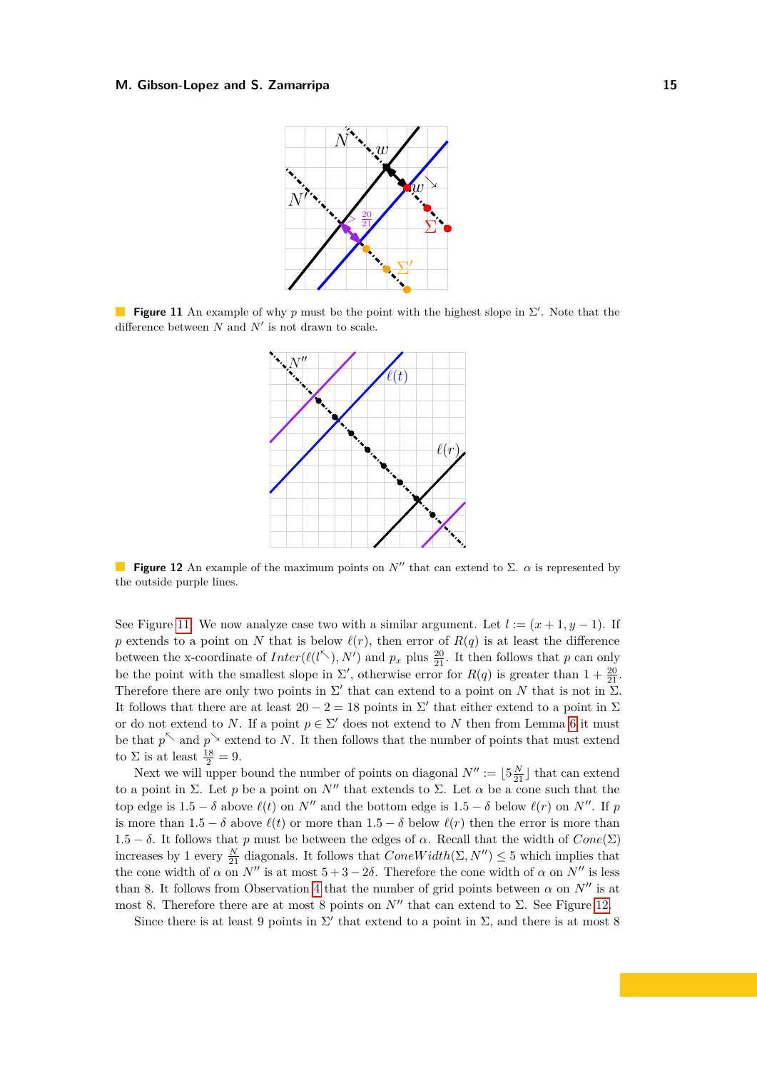**Figure 11** An example of why $p$ must be the point with the highest slope in $\Sigma'$. Note that the difference between $N$ and $N'$ is not drawn to scale.

**Figure 12** An example of the maximum points on $N''$ that can extend to $\Sigma$. $\alpha$ is represented by the outside purple lines.

See Figure 11. We now analyze case two with a similar argument. Let $l := (x+1, y-1)$. If $p$ extends to a point on $N$ that is below $\ell(r)$, then error of $R(q)$ is at least the difference between the x-coordinate of $Inter(\ell(l^{\nwarrow}), N')$ and $p_x$ plus $\frac{20}{21}$. It then follows that $p$ can only be the point with the smallest slope in $\Sigma'$, otherwise error for $R(q)$ is greater than $1 + \frac{20}{21}$. Therefore there are only two points in $\Sigma'$ that can extend to a point on $N$ that is not in $\Sigma$. It follows that there are at least $20 - 2 = 18$ points in $\Sigma'$ that either extend to a point in $\Sigma$ or do not extend to $N$. If a point $p \in \Sigma'$ does not extend to $N$ then from Lemma 6 it must be that $p^{\nwarrow}$ and $p^{\searrow}$ extend to $N$. It then follows that the number of points that must extend to $\Sigma$ is at least $\frac{18}{2} = 9$.

Next we will upper bound the number of points on diagonal $N'' := \lfloor 5\frac{N}{21} \rfloor$ that can extend to a point in $\Sigma$. Let $p$ be a point on $N''$ that extends to $\Sigma$. Let $\alpha$ be a cone such that the top edge is $1.5 - \delta$ above $\ell(t)$ on $N''$ and the bottom edge is $1.5 - \delta$ below $\ell(r)$ on $N''$. If $p$ is more than $1.5 - \delta$ above $\ell(t)$ or more than $1.5 - \delta$ below $\ell(r)$ then the error is more than $1.5 - \delta$. It follows that $p$ must be between the edges of $\alpha$. Recall that the width of $Cone(\Sigma)$ increases by 1 every $\frac{N}{21}$ diagonals. It follows that $ConeWidth(\Sigma, N'') \leq 5$ which implies that the cone width of $\alpha$ on $N''$ is at most $5 + 3 - 2\delta$. Therefore the cone width of $\alpha$ on $N''$ is less than 8. It follows from Observation 4 that the number of grid points between $\alpha$ on $N''$ is at most 8. Therefore there are at most 8 points on $N''$ that can extend to $\Sigma$. See Figure 12.

Since there is at least 9 points in $\Sigma'$ that extend to a point in $\Sigma$, and there is at most 8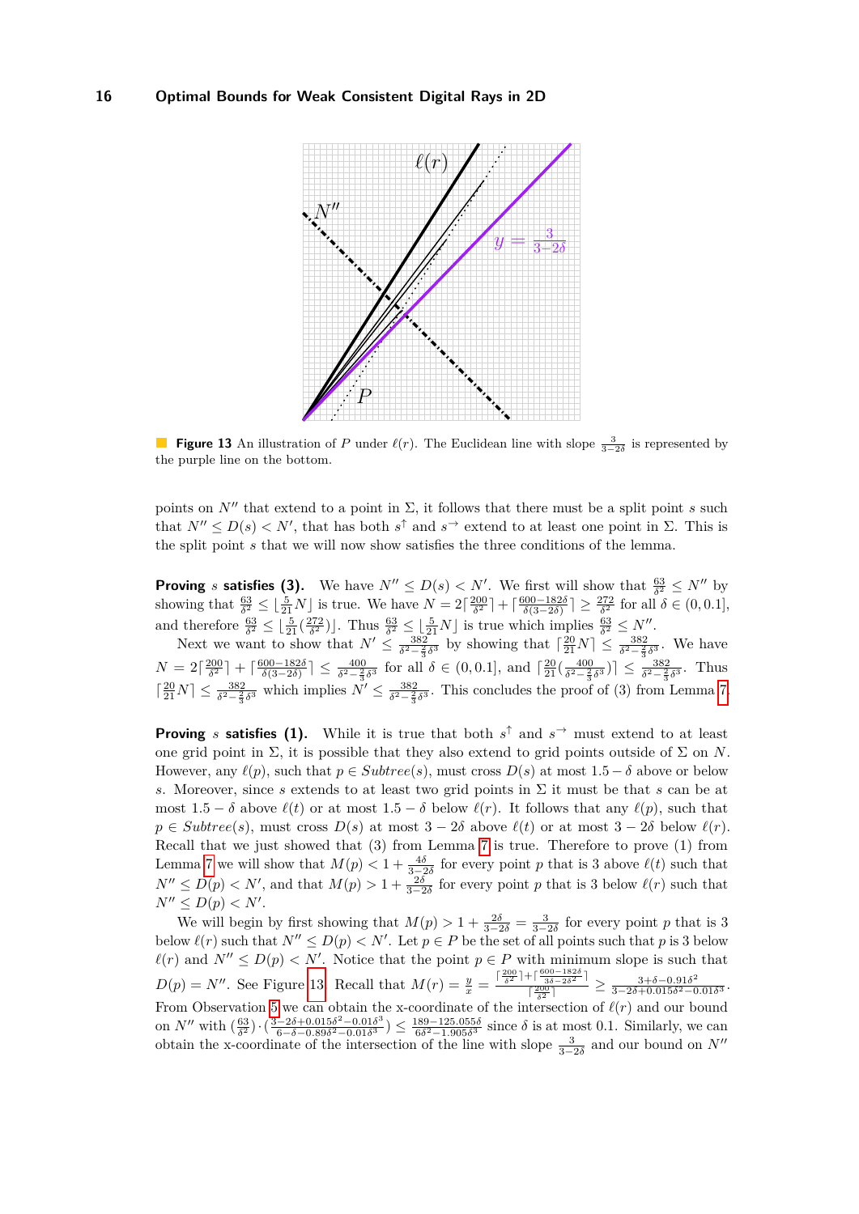**Figure 13** An illustration of $P$ under $\ell(r)$. The Euclidean line with slope $\frac{3}{3-2\delta}$ is represented by the purple line on the bottom.

points on $N''$ that extend to a point in $\Sigma$, it follows that there must be a split point $s$ such that $N'' \leq D(s) < N'$, that has both $s^{\uparrow}$ and $s^{\rightarrow}$ extend to at least one point in $\Sigma$. This is the split point $s$ that we will now show satisfies the three conditions of the lemma.

**Proving $s$ satisfies (3).** We have $N'' \leq D(s) < N'$. We first will show that $\frac{63}{\delta^2} \leq N''$ by showing that $\frac{63}{\delta^2} \leq \lfloor \frac{5}{21} N \rfloor$ is true. We have $N = 2\lceil \frac{200}{\delta^2} \rceil + \lceil \frac{600-182\delta}{\delta(3-2\delta)} \rceil \geq \frac{272}{\delta^2}$ for all $\delta \in (0, 0.1]$, and therefore $\frac{63}{\delta^2} \leq \lfloor \frac{5}{21}(\frac{272}{\delta^2}) \rfloor$. Thus $\frac{63}{\delta^2} \leq \lfloor \frac{5}{21} N \rfloor$ is true which implies $\frac{63}{\delta^2} \leq N''$.

Next we want to show that $N' \leq \frac{382}{\delta^2 - \frac{2}{3}\delta^3}$ by showing that $\lceil \frac{20}{21} N \rceil \leq \frac{382}{\delta^2 - \frac{2}{3}\delta^3}$. We have $N = 2\lceil \frac{200}{\delta^2} \rceil + \lceil \frac{600-182\delta}{\delta(3-2\delta)} \rceil \leq \frac{400}{\delta^2 - \frac{2}{3}\delta^3}$ for all $\delta \in (0, 0.1]$, and $\lceil \frac{20}{21}(\frac{400}{\delta^2 - \frac{2}{3}\delta^3}) \rceil \leq \frac{382}{\delta^2 - \frac{2}{3}\delta^3}$. Thus $\lceil \frac{20}{21} N \rceil \leq \frac{382}{\delta^2 - \frac{2}{3}\delta^3}$ which implies $N' \leq \frac{382}{\delta^2 - \frac{2}{3}\delta^3}$. This concludes the proof of (3) from Lemma 7.

**Proving $s$ satisfies (1).** While it is true that both $s^{\uparrow}$ and $s^{\rightarrow}$ must extend to at least one grid point in $\Sigma$, it is possible that they also extend to grid points outside of $\Sigma$ on $N$. However, any $\ell(p)$, such that $p \in \mathit{Subtree}(s)$, must cross $D(s)$ at most $1.5 - \delta$ above or below $s$. Moreover, since $s$ extends to at least two grid points in $\Sigma$ it must be that $s$ can be at most $1.5 - \delta$ above $\ell(t)$ or at most $1.5 - \delta$ below $\ell(r)$. It follows that any $\ell(p)$, such that $p \in \mathit{Subtree}(s)$, must cross $D(s)$ at most $3 - 2\delta$ above $\ell(t)$ or at most $3 - 2\delta$ below $\ell(r)$. Recall that we just showed that (3) from Lemma 7 is true. Therefore to prove (1) from Lemma 7 we will show that $M(p) < 1 + \frac{4\delta}{3-2\delta}$ for every point $p$ that is 3 above $\ell(t)$ such that $N'' \leq D(p) < N'$, and that $M(p) > 1 + \frac{2\delta}{3-2\delta}$ for every point $p$ that is 3 below $\ell(r)$ such that $N'' \leq D(p) < N'$.

We will begin by first showing that $M(p) > 1 + \frac{2\delta}{3-2\delta} = \frac{3}{3-2\delta}$ for every point $p$ that is 3 below $\ell(r)$ such that $N'' \leq D(p) < N'$. Let $p \in P$ be the set of all points such that $p$ is 3 below $\ell(r)$ and $N'' \leq D(p) < N'$. Notice that the point $p \in P$ with minimum slope is such that $D(p) = N''$. See Figure 13. Recall that $M(r) = \frac{y}{x} = \frac{\lceil \frac{200}{\delta^2} \rceil + \lceil \frac{600-182\delta}{3\delta - 2\delta^2} \rceil}{\lceil \frac{200}{\delta^2} \rceil} \geq \frac{3+\delta-0.91\delta^2}{3-2\delta+0.015\delta^2-0.01\delta^3}$. From Observation 5 we can obtain the x-coordinate of the intersection of $\ell(r)$ and our bound on $N''$ with $(\frac{63}{\delta^2}) \cdot (\frac{3-2\delta+0.015\delta^2-0.01\delta^3}{6-\delta-0.89\delta^2-0.01\delta^3}) \leq \frac{189-125.055\delta}{6\delta^2-1.905\delta^3}$ since $\delta$ is at most 0.1. Similarly, we can obtain the x-coordinate of the intersection of the line with slope $\frac{3}{3-2\delta}$ and our bound on $N''$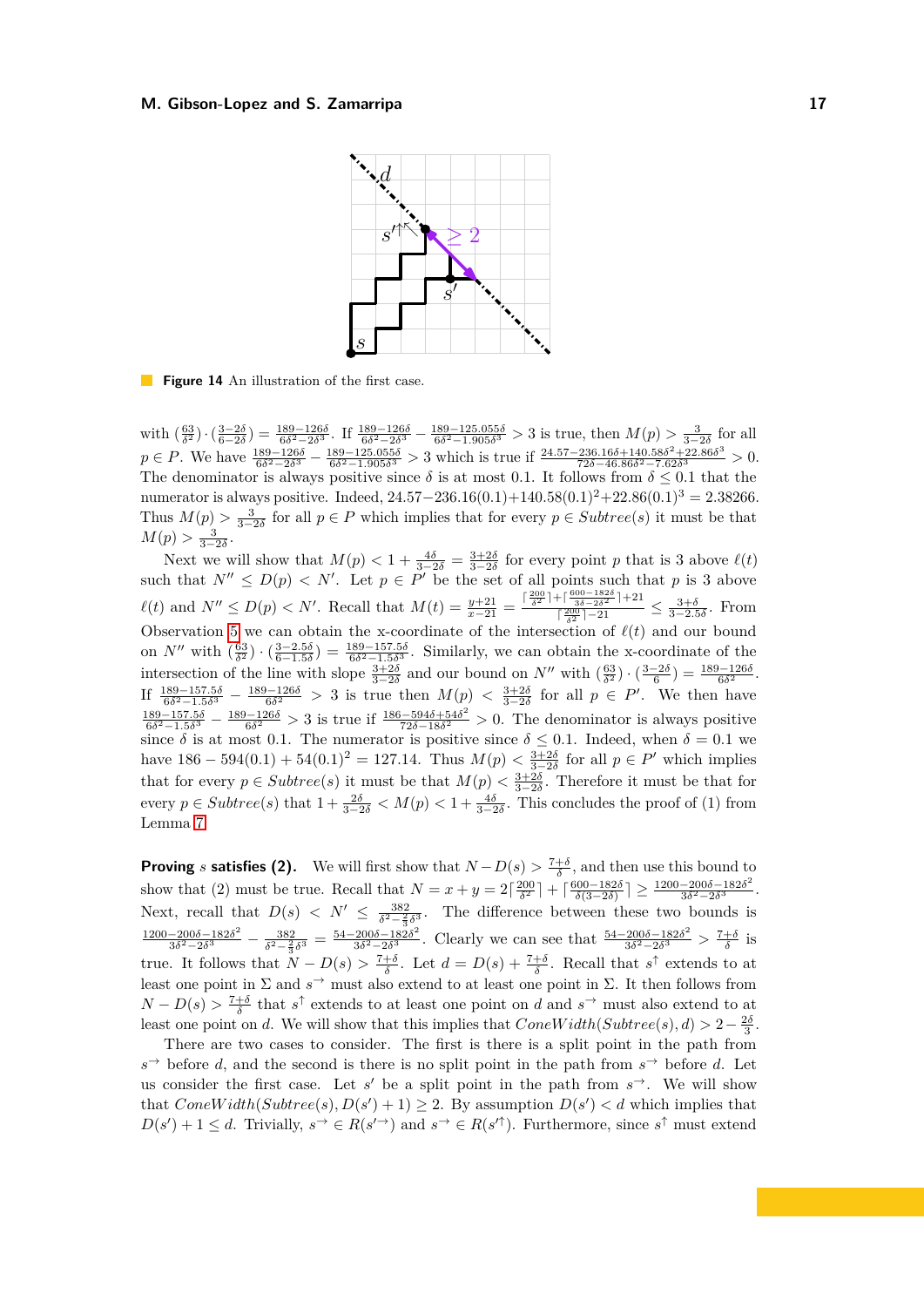**Figure 14** An illustration of the first case.

with $(\frac{63}{\delta^2}) \cdot (\frac{3-2\delta}{6-2\delta}) = \frac{189-126\delta}{6\delta^2-2\delta^3}$. If $\frac{189-126\delta}{6\delta^2-2\delta^3} - \frac{189-125.055\delta}{6\delta^2-1.905\delta^3} > 3$ is true, then $M(p) > \frac{3}{3-2\delta}$ for all $p \in P$. We have $\frac{189-126\delta}{6\delta^2-2\delta^3} - \frac{189-125.055\delta}{6\delta^2-1.905\delta^3} > 3$ which is true if $\frac{24.57-236.16\delta+140.58\delta^2+22.86\delta^3}{72\delta-46.86\delta^2-7.62\delta^3} > 0$. The denominator is always positive since $\delta$ is at most 0.1. It follows from $\delta \leq 0.1$ that the numerator is always positive. Indeed, $24.57-236.16(0.1)+140.58(0.1)^2+22.86(0.1)^3 = 2.38266$. Thus $M(p) > \frac{3}{3-2\delta}$ for all $p \in P$ which implies that for every $p \in Subtree(s)$ it must be that $M(p) > \frac{3}{3-2\delta}$.

Next we will show that $M(p) < 1 + \frac{4\delta}{3-2\delta} = \frac{3+2\delta}{3-2\delta}$ for every point $p$ that is 3 above $\ell(t)$ such that $N'' \leq D(p) < N'$. Let $p \in P'$ be the set of all points such that $p$ is 3 above $\ell(t)$ and $N'' \leq D(p) < N'$. Recall that $M(t) = \frac{y+21}{x-21} = \frac{\lceil \frac{200}{\delta^2} \rceil + \lceil \frac{600-182\delta}{3\delta-2\delta^2} \rceil + 21}{\lceil \frac{200}{\delta^2} \rceil - 21} \leq \frac{3+\delta}{3-2.5\delta}$. From Observation 5 we can obtain the x-coordinate of the intersection of $\ell(t)$ and our bound on $N''$ with $(\frac{63}{\delta^2}) \cdot (\frac{3-2.5\delta}{6-1.5\delta}) = \frac{189-157.5\delta}{6\delta^2-1.5\delta^3}$. Similarly, we can obtain the x-coordinate of the intersection of the line with slope $\frac{3+2\delta}{3-2\delta}$ and our bound on $N''$ with $(\frac{63}{\delta^2}) \cdot (\frac{3-2\delta}{6}) = \frac{189-126\delta}{6\delta^2}$. If $\frac{189-157.5\delta}{6\delta^2-1.5\delta^3} - \frac{189-126\delta}{6\delta^2} > 3$ is true then $M(p) < \frac{3+2\delta}{3-2\delta}$ for all $p \in P'$. We then have $\frac{189-157.5\delta}{6\delta^2-1.5\delta^3} - \frac{189-126\delta}{6\delta^2} > 3$ is true if $\frac{186-594\delta+54\delta^2}{72\delta-18\delta^2} > 0$. The denominator is always positive since $\delta$ is at most 0.1. The numerator is positive since $\delta \leq 0.1$. Indeed, when $\delta = 0.1$ we have $186 - 594(0.1) + 54(0.1)^2 = 127.14$. Thus $M(p) < \frac{3+2\delta}{3-2\delta}$ for all $p \in P'$ which implies that for every $p \in Subtree(s)$ it must be that $M(p) < \frac{3+2\delta}{3-2\delta}$. Therefore it must be that for every $p \in Subtree(s)$ that $1 + \frac{2\delta}{3-2\delta} < M(p) < 1 + \frac{4\delta}{3-2\delta}$. This concludes the proof of (1) from Lemma 7.

**Proving $s$ satisfies (2).** We will first show that $N - D(s) > \frac{7+\delta}{\delta}$, and then use this bound to show that (2) must be true. Recall that $N = x + y = 2\lceil \frac{200}{\delta^2} \rceil + \lceil \frac{600-182\delta}{\delta(3-2\delta)} \rceil \geq \frac{1200-200\delta-182\delta^2}{3\delta^2-2\delta^3}$. Next, recall that $D(s) < N' \leq \frac{382}{\delta^2-\frac{2}{3}\delta^3}$. The difference between these two bounds is $\frac{1200-200\delta-182\delta^2}{3\delta^2-2\delta^3} - \frac{382}{\delta^2-\frac{2}{3}\delta^3} = \frac{54-200\delta-182\delta^2}{3\delta^2-2\delta^3}$. Clearly we can see that $\frac{54-200\delta-182\delta^2}{3\delta^2-2\delta^3} > \frac{7+\delta}{\delta}$ is true. It follows that $N - D(s) > \frac{7+\delta}{\delta}$. Let $d = D(s) + \frac{7+\delta}{\delta}$. Recall that $s^\uparrow$ extends to at least one point in $\Sigma$ and $s^\rightarrow$ must also extend to at least one point in $\Sigma$. It then follows from $N - D(s) > \frac{7+\delta}{\delta}$ that $s^\uparrow$ extends to at least one point on $d$ and $s^\rightarrow$ must also extend to at least one point on $d$. We will show that this implies that $ConeWidth(Subtree(s), d) > 2 - \frac{2\delta}{3}$.

There are two cases to consider. The first is there is a split point in the path from $s^\rightarrow$ before $d$, and the second is there is no split point in the path from $s^\rightarrow$ before $d$. Let us consider the first case. Let $s'$ be a split point in the path from $s^\rightarrow$. We will show that $ConeWidth(Subtree(s), D(s') + 1) \geq 2$. By assumption $D(s') < d$ which implies that $D(s') + 1 \leq d$. Trivially, $s^\rightarrow \in R(s'^\rightarrow)$ and $s^\rightarrow \in R(s'^\uparrow)$. Furthermore, since $s^\uparrow$ must extend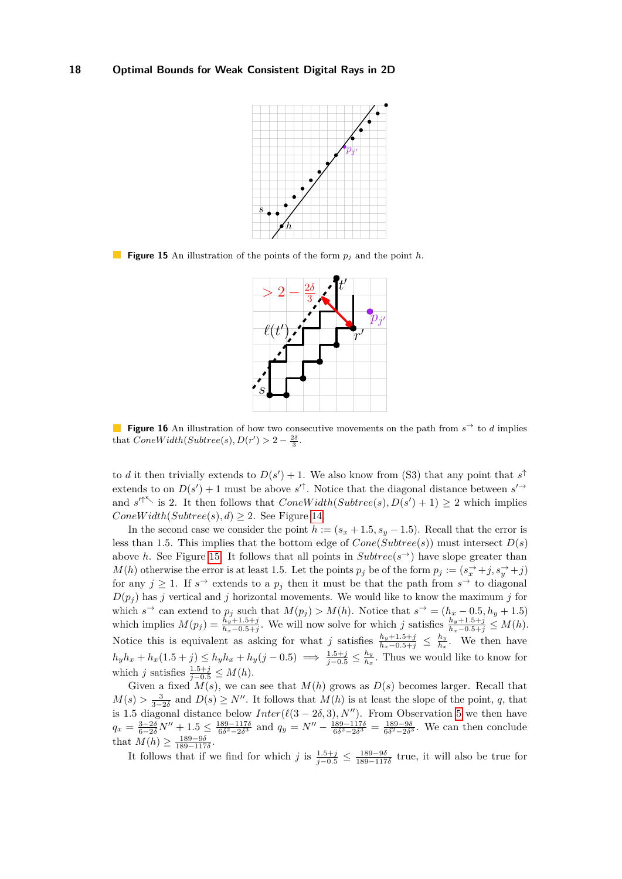**Figure 15** An illustration of the points of the form $p_j$ and the point $h$.

**Figure 16** An illustration of how two consecutive movements on the path from $s^{\rightarrow}$ to $d$ implies that $ConeWidth(Subtree(s), D(r')) > 2 - \frac{2\delta}{3}$.

to $d$ it then trivially extends to $D(s') + 1$. We also know from (S3) that any point that $s^{\uparrow}$ extends to on $D(s') + 1$ must be above $s'^{\uparrow}$. Notice that the diagonal distance between $s'^{\rightarrow}$ and $s'^{\uparrow\nwarrow}$ is 2. It then follows that $ConeWidth(Subtree(s), D(s') + 1) \geq 2$ which implies $ConeWidth(Subtree(s), d) \geq 2$. See Figure 14.

In the second case we consider the point $h := (s_x + 1.5, s_y - 1.5)$. Recall that the error is less than 1.5. This implies that the bottom edge of $Cone(Subtree(s))$ must intersect $D(s)$ above $h$. See Figure 15. It follows that all points in $Subtree(s^{\rightarrow})$ have slope greater than $M(h)$ otherwise the error is at least 1.5. Let the points $p_j$ be of the form $p_j := (s^{\rightarrow}_x + j, s^{\rightarrow}_y + j)$ for any $j \geq 1$. If $s^{\rightarrow}$ extends to a $p_j$ then it must be that the path from $s^{\rightarrow}$ to diagonal $D(p_j)$ has $j$ vertical and $j$ horizontal movements. We would like to know the maximum $j$ for which $s^{\rightarrow}$ can extend to $p_j$ such that $M(p_j) > M(h)$. Notice that $s^{\rightarrow} = (h_x - 0.5, h_y + 1.5)$ which implies $M(p_j) = \frac{h_y + 1.5 + j}{h_x - 0.5 + j}$. We will now solve for which $j$ satisfies $\frac{h_y + 1.5 + j}{h_x - 0.5 + j} \leq M(h)$. Notice this is equivalent as asking for what $j$ satisfies $\frac{h_y + 1.5 + j}{h_x - 0.5 + j} \leq \frac{h_y}{h_x}$. We then have $h_y h_x + h_x(1.5 + j) \leq h_y h_x + h_y(j - 0.5) \implies \frac{1.5 + j}{j - 0.5} \leq \frac{h_y}{h_x}$. Thus we would like to know for which $j$ satisfies $\frac{1.5 + j}{j - 0.5} \leq M(h)$.

Given a fixed $M(s)$, we can see that $M(h)$ grows as $D(s)$ becomes larger. Recall that $M(s) > \frac{3}{3 - 2\delta}$ and $D(s) \geq N''$. It follows that $M(h)$ is at least the slope of the point, $q$, that is 1.5 diagonal distance below $Inter(\ell(3 - 2\delta, 3), N'')$. From Observation 5 we then have $q_x = \frac{3 - 2\delta}{6 - 2\delta} N'' + 1.5 \leq \frac{189 - 117\delta}{6\delta^2 - 2\delta^3}$ and $q_y = N'' - \frac{189 - 117\delta}{6\delta^2 - 2\delta^3} = \frac{189 - 9\delta}{6\delta^2 - 2\delta^3}$. We can then conclude that $M(h) \geq \frac{189 - 9\delta}{189 - 117\delta}$.

It follows that if we find for which $j$ is $\frac{1.5 + j}{j - 0.5} \leq \frac{189 - 9\delta}{189 - 117\delta}$ true, it will also be true for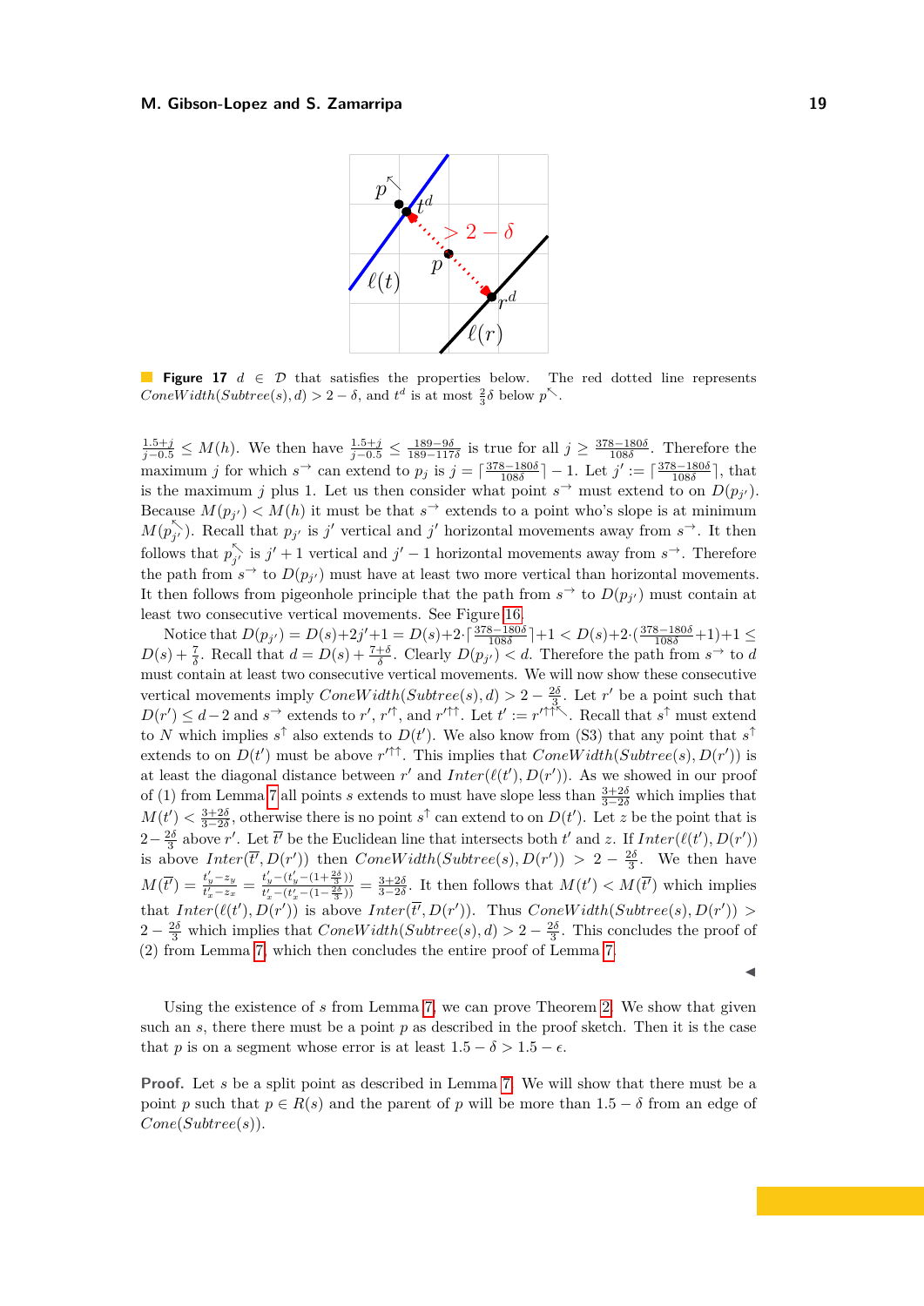**Figure 17** $d \in \mathcal{D}$ that satisfies the properties below. The red dotted line represents $ConeWidth(Subtree(s), d) > 2 - \delta$, and $t^d$ is at most $\frac{2}{3}\delta$ below $p^{\nwarrow}$.

$\frac{1.5+j}{j-0.5} \leq M(h)$. We then have $\frac{1.5+j}{j-0.5} \leq \frac{189-9\delta}{189-117\delta}$ is true for all $j \geq \frac{378-180\delta}{108\delta}$. Therefore the maximum $j$ for which $s^{\rightarrow}$ can extend to $p_j$ is $j = \lceil \frac{378-180\delta}{108\delta} \rceil - 1$. Let $j' := \lceil \frac{378-180\delta}{108\delta} \rceil$, that is the maximum $j$ plus 1. Let us then consider what point $s^{\rightarrow}$ must extend to on $D(p_{j'})$. Because $M(p_{j'}) < M(h)$ it must be that $s^{\rightarrow}$ extends to a point who's slope is at minimum $M(p_{j'}^{\nwarrow})$. Recall that $p_{j'}$ is $j'$ vertical and $j'$ horizontal movements away from $s^{\rightarrow}$. It then follows that $p_{j'}^{\nwarrow}$ is $j'+1$ vertical and $j'-1$ horizontal movements away from $s^{\rightarrow}$. Therefore the path from $s^{\rightarrow}$ to $D(p_{j'})$ must have at least two more vertical than horizontal movements. It then follows from pigeonhole principle that the path from $s^{\rightarrow}$ to $D(p_{j'})$ must contain at least two consecutive vertical movements. See Figure 16.

Notice that $D(p_{j'}) = D(s)+2j'+1 = D(s)+2\cdot\lceil \frac{378-180\delta}{108\delta} \rceil + 1 < D(s)+2\cdot(\frac{378-180\delta}{108\delta}+1)+1 \leq D(s) + \frac{7}{\delta}$. Recall that $d = D(s) + \frac{7+\delta}{\delta}$. Clearly $D(p_{j'}) < d$. Therefore the path from $s^{\rightarrow}$ to $d$ must contain at least two consecutive vertical movements. We will now show these consecutive vertical movements imply $ConeWidth(Subtree(s), d) > 2 - \frac{2\delta}{3}$. Let $r'$ be a point such that $D(r') \leq d-2$ and $s^{\rightarrow}$ extends to $r'$, $r'^{\uparrow}$, and $r'^{\uparrow\uparrow}$. Let $t' := r'^{\uparrow\uparrow\nwarrow}$. Recall that $s^{\uparrow}$ must extend to $N$ which implies $s^{\uparrow}$ also extends to $D(t')$. We also know from (S3) that any point that $s^{\uparrow}$ extends to on $D(t')$ must be above $r'^{\uparrow\uparrow}$. This implies that $ConeWidth(Subtree(s), D(r'))$ is at least the diagonal distance between $r'$ and $Inter(\ell(t'), D(r'))$. As we showed in our proof of (1) from Lemma 7 all points $s$ extends to must have slope less than $\frac{3+2\delta}{3-2\delta}$ which implies that $M(t') < \frac{3+2\delta}{3-2\delta}$, otherwise there is no point $s^{\uparrow}$ can extend to on $D(t')$. Let $z$ be the point that is $2 - \frac{2\delta}{3}$ above $r'$. Let $\overline{t'}$ be the Euclidean line that intersects both $t'$ and $z$. If $Inter(\ell(t'), D(r'))$ is above $Inter(\overline{t'}, D(r'))$ then $ConeWidth(Subtree(s), D(r')) > 2 - \frac{2\delta}{3}$. We then have $M(\overline{t'}) = \frac{t'_y - z_y}{t'_x - z_x} = \frac{t'_y-(t'_y-(1+\frac{2\delta}{3}))}{t'_x-(t'_x-(1-\frac{2\delta}{3}))} = \frac{3+2\delta}{3-2\delta}$. It then follows that $M(t') < M(\overline{t'})$ which implies that $Inter(\ell(t'), D(r'))$ is above $Inter(\overline{t'}, D(r'))$. Thus $ConeWidth(Subtree(s), D(r')) > 2 - \frac{2\delta}{3}$ which implies that $ConeWidth(Subtree(s), d) > 2 - \frac{2\delta}{3}$. This concludes the proof of (2) from Lemma 7, which then concludes the entire proof of Lemma 7. ◀

Using the existence of $s$ from Lemma 7, we can prove Theorem 2. We show that given such an $s$, there there must be a point $p$ as described in the proof sketch. Then it is the case that $p$ is on a segment whose error is at least $1.5 - \delta > 1.5 - \epsilon$.

**Proof.** Let $s$ be a split point as described in Lemma 7. We will show that there must be a point $p$ such that $p \in R(s)$ and the parent of $p$ will be more than $1.5 - \delta$ from an edge of $Cone(Subtree(s))$.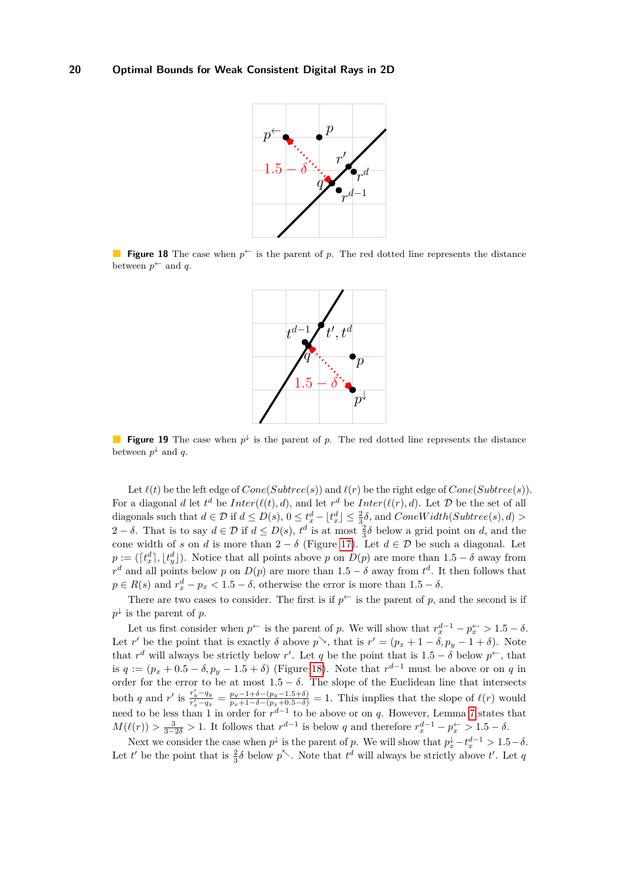**Figure 18** The case when $p^{\leftarrow}$ is the parent of $p$. The red dotted line represents the distance between $p^{\leftarrow}$ and $q$.

**Figure 19** The case when $p^{\downarrow}$ is the parent of $p$. The red dotted line represents the distance between $p^{\downarrow}$ and $q$.

Let $\ell(t)$ be the left edge of $Cone(Subtree(s))$ and $\ell(r)$ be the right edge of $Cone(Subtree(s))$. For a diagonal $d$ let $t^d$ be $Inter(\ell(t), d)$, and let $r^d$ be $Inter(\ell(r), d)$. Let $\mathcal{D}$ be the set of all diagonals such that $d \in \mathcal{D}$ if $d \leq D(s)$, $0 \leq t^d_x - \lfloor t^d_x \rfloor \leq \frac{2}{3}\delta$, and $ConeWidth(Subtree(s), d) > 2 - \delta$. That is to say $d \in \mathcal{D}$ if $d \leq D(s)$, $t^d$ is at most $\frac{2}{3}\delta$ below a grid point on $d$, and the cone width of $s$ on $d$ is more than $2 - \delta$ (Figure 17). Let $d \in \mathcal{D}$ be such a diagonal. Let $p := (\lceil t^d_x \rceil, \lfloor t^d_y \rfloor)$. Notice that all points above $p$ on $D(p)$ are more than $1.5 - \delta$ away from $r^d$ and all points below $p$ on $D(p)$ are more than $1.5 - \delta$ away from $t^d$. It then follows that $p \in R(s)$ and $r^d_x - p_x < 1.5 - \delta$, otherwise the error is more than $1.5 - \delta$.

There are two cases to consider. The first is if $p^{\leftarrow}$ is the parent of $p$, and the second is if $p^{\downarrow}$ is the parent of $p$.

Let us first consider when $p^{\leftarrow}$ is the parent of $p$. We will show that $r^{d-1}_x - p^{\leftarrow}_x > 1.5 - \delta$. Let $r'$ be the point that is exactly $\delta$ above $p^{\searrow}$, that is $r' = (p_x + 1 - \delta, p_y - 1 + \delta)$. Note that $r^d$ will always be strictly below $r'$. Let $q$ be the point that is $1.5 - \delta$ below $p^{\leftarrow}$, that is $q := (p_x + 0.5 - \delta, p_y - 1.5 + \delta)$ (Figure 18). Note that $r^{d-1}$ must be above or on $q$ in order for the error to be at most $1.5 - \delta$. The slope of the Euclidean line that intersects both $q$ and $r'$ is $\frac{r'_y - q_y}{r'_x - q_x} = \frac{p_y - 1 + \delta - (p_y - 1.5 + \delta)}{p_x + 1 - \delta - (p_x + 0.5 - \delta)} = 1$. This implies that the slope of $\ell(r)$ would need to be less than 1 in order for $r^{d-1}$ to be above or on $q$. However, Lemma 7 states that $M(\ell(r)) > \frac{3}{3 - 2\delta} > 1$. It follows that $r^{d-1}$ is below $q$ and therefore $r^{d-1}_x - p^{\leftarrow}_x > 1.5 - \delta$.

Next we consider the case when $p^{\downarrow}$ is the parent of $p$. We will show that $p^{\downarrow}_x - t^{d-1}_x > 1.5 - \delta$. Let $t'$ be the point that is $\frac{2}{3}\delta$ below $p^{\nwarrow}$. Note that $t^d$ will always be strictly above $t'$. Let $q$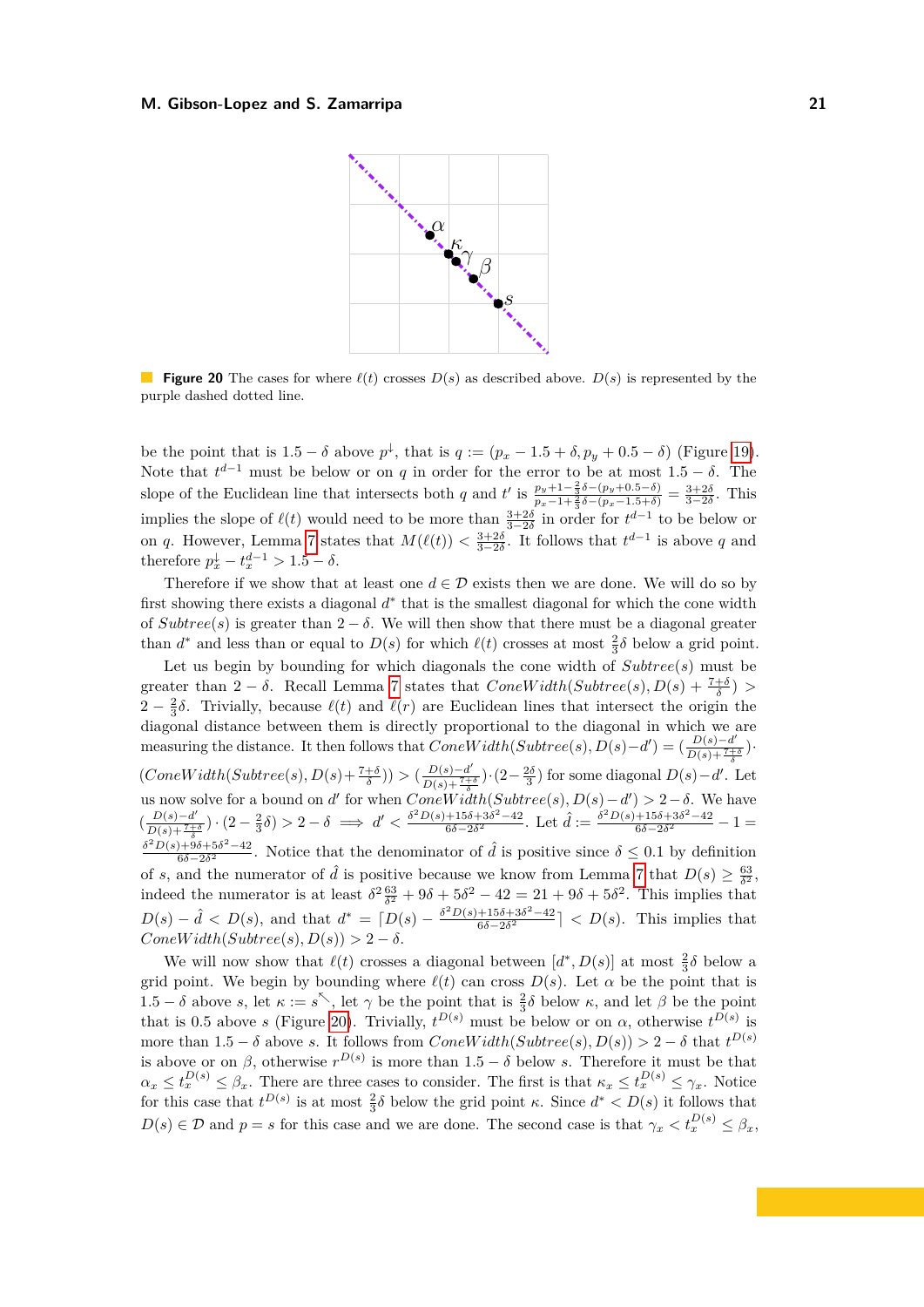**Figure 20** The cases for where $\ell(t)$ crosses $D(s)$ as described above. $D(s)$ is represented by the purple dashed dotted line.

be the point that is $1.5-\delta$ above $p^{\downarrow}$, that is $q := (p_x - 1.5 + \delta, p_y + 0.5 - \delta)$ (Figure 19). Note that $t^{d-1}$ must be below or on $q$ in order for the error to be at most $1.5-\delta$. The slope of the Euclidean line that intersects both $q$ and $t'$ is $\frac{p_y+1-\frac{2}{3}\delta-(p_y+0.5-\delta)}{p_x-1+\frac{2}{3}\delta-(p_x-1.5+\delta)} = \frac{3+2\delta}{3-2\delta}$. This implies the slope of $\ell(t)$ would need to be more than $\frac{3+2\delta}{3-2\delta}$ in order for $t^{d-1}$ to be below or on $q$. However, Lemma 7 states that $M(\ell(t)) < \frac{3+2\delta}{3-2\delta}$. It follows that $t^{d-1}$ is above $q$ and therefore $p^{\downarrow}_x - t^{d-1}_x > 1.5 - \delta$.

Therefore if we show that at least one $d \in \mathcal{D}$ exists then we are done. We will do so by first showing there exists a diagonal $d^*$ that is the smallest diagonal for which the cone width of $Subtree(s)$ is greater than $2-\delta$. We will then show that there must be a diagonal greater than $d^*$ and less than or equal to $D(s)$ for which $\ell(t)$ crosses at most $\frac{2}{3}\delta$ below a grid point.

Let us begin by bounding for which diagonals the cone width of $Subtree(s)$ must be greater than $2-\delta$. Recall Lemma 7 states that $ConeWidth(Subtree(s), D(s) + \frac{7+\delta}{\delta}) > 2 - \frac{2}{3}\delta$. Trivially, because $\ell(t)$ and $\ell(r)$ are Euclidean lines that intersect the origin the diagonal distance between them is directly proportional to the diagonal in which we are measuring the distance. It then follows that $ConeWidth(Subtree(s), D(s)-d') = (\frac{D(s)-d'}{D(s)+\frac{7+\delta}{\delta}}) \cdot (ConeWidth(Subtree(s), D(s)+\frac{7+\delta}{\delta})) > (\frac{D(s)-d'}{D(s)+\frac{7+\delta}{\delta}}) \cdot (2-\frac{2\delta}{3})$ for some diagonal $D(s)-d'$. Let us now solve for a bound on $d'$ for when $ConeWidth(Subtree(s), D(s)-d') > 2-\delta$. We have $(\frac{D(s)-d'}{D(s)+\frac{7+\delta}{\delta}}) \cdot (2-\frac{2}{3}\delta) > 2-\delta \implies d' < \frac{\delta^2 D(s)+15\delta+3\delta^2-42}{6\delta-2\delta^2}$. Let $\hat{d} := \frac{\delta^2 D(s)+15\delta+3\delta^2-42}{6\delta-2\delta^2} - 1 = \frac{\delta^2 D(s)+9\delta+5\delta^2-42}{6\delta-2\delta^2}$. Notice that the denominator of $\hat{d}$ is positive since $\delta \le 0.1$ by definition of $s$, and the numerator of $\hat{d}$ is positive because we know from Lemma 7 that $D(s) \ge \frac{63}{\delta^2}$, indeed the numerator is at least $\delta^2\frac{63}{\delta^2} + 9\delta + 5\delta^2 - 42 = 21 + 9\delta + 5\delta^2$. This implies that $D(s) - \hat{d} < D(s)$, and that $d^* = \lceil D(s) - \frac{\delta^2 D(s)+15\delta+3\delta^2-42}{6\delta-2\delta^2} \rceil < D(s)$. This implies that $ConeWidth(Subtree(s), D(s)) > 2-\delta$.

We will now show that $\ell(t)$ crosses a diagonal between $[d^*, D(s)]$ at most $\frac{2}{3}\delta$ below a grid point. We begin by bounding where $\ell(t)$ can cross $D(s)$. Let $\alpha$ be the point that is $1.5-\delta$ above $s$, let $\kappa := s^{\nwarrow}$, let $\gamma$ be the point that is $\frac{2}{3}\delta$ below $\kappa$, and let $\beta$ be the point that is $0.5$ above $s$ (Figure 20). Trivially, $t^{D(s)}$ must be below or on $\alpha$, otherwise $t^{D(s)}$ is more than $1.5-\delta$ above $s$. It follows from $ConeWidth(Subtree(s), D(s)) > 2-\delta$ that $t^{D(s)}$ is above or on $\beta$, otherwise $r^{D(s)}$ is more than $1.5-\delta$ below $s$. Therefore it must be that $\alpha_x \le t^{D(s)}_x \le \beta_x$. There are three cases to consider. The first is that $\kappa_x \le t^{D(s)}_x \le \gamma_x$. Notice for this case that $t^{D(s)}$ is at most $\frac{2}{3}\delta$ below the grid point $\kappa$. Since $d^* < D(s)$ it follows that $D(s) \in \mathcal{D}$ and $p = s$ for this case and we are done. The second case is that $\gamma_x < t^{D(s)}_x \le \beta_x$,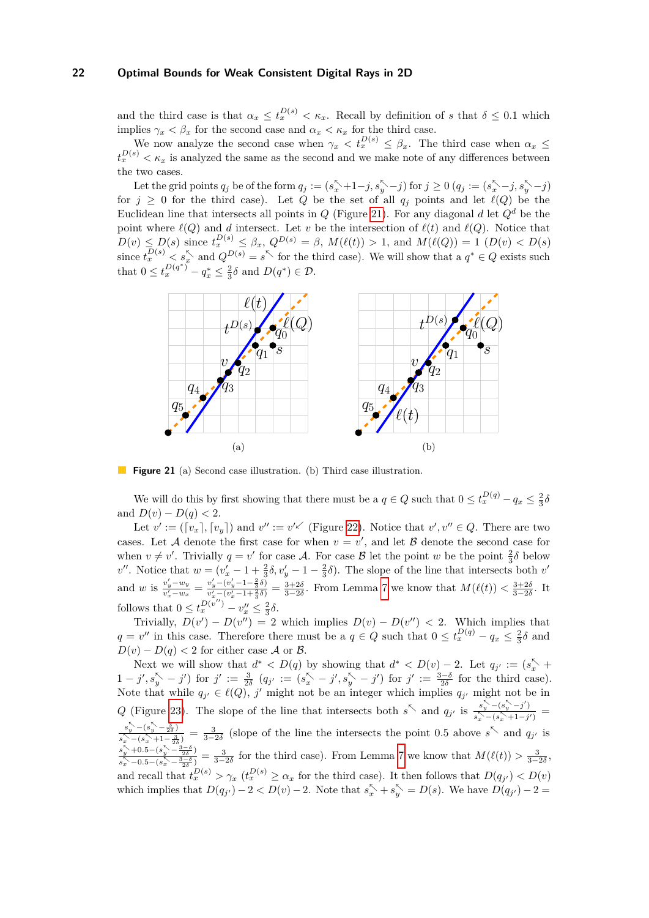and the third case is that $\alpha_x \leq t_x^{D(s)} < \kappa_x$. Recall by definition of $s$ that $\delta \leq 0.1$ which implies $\gamma_x < \beta_x$ for the second case and $\alpha_x < \kappa_x$ for the third case.

We now analyze the second case when $\gamma_x < t_x^{D(s)} \leq \beta_x$. The third case when $\alpha_x \leq t_x^{D(s)} < \kappa_x$ is analyzed the same as the second and we make note of any differences between the two cases.

Let the grid points $q_j$ be of the form $q_j := (s_x^{\nwarrow}+1-j, s_y^{\nwarrow}-j)$ for $j \geq 0$ ($q_j := (s_x^{\nwarrow}-j, s_y^{\nwarrow}-j)$ for $j \geq 0$ for the third case). Let $Q$ be the set of all $q_j$ points and let $\ell(Q)$ be the Euclidean line that intersects all points in $Q$ (Figure 21). For any diagonal $d$ let $Q^d$ be the point where $\ell(Q)$ and $d$ intersect. Let $v$ be the intersection of $\ell(t)$ and $\ell(Q)$. Notice that $D(v) \leq D(s)$ since $t_x^{D(s)} \leq \beta_x$, $Q^{D(s)} = \beta$, $M(\ell(t)) > 1$, and $M(\ell(Q)) = 1$ ($D(v) < D(s)$ since $t_x^{D(s)} < s_x^{\nwarrow}$ and $Q^{D(s)} = s^{\nwarrow}$ for the third case). We will show that a $q^* \in Q$ exists such that $0 \leq t_x^{D(q^*)} - q_x^* \leq \frac{2}{3}\delta$ and $D(q^*) \in \mathcal{D}$.

Figure 21 (a) Second case illustration. (b) Third case illustration.

We will do this by first showing that there must be a $q \in Q$ such that $0 \leq t_x^{D(q)} - q_x \leq \frac{2}{3}\delta$ and $D(v) - D(q) < 2$.

Let $v' := (\lceil v_x \rceil, \lceil v_y \rceil)$ and $v'' := v'^{\swarrow}$ (Figure 22). Notice that $v', v'' \in Q$. There are two cases. Let $\mathcal{A}$ denote the first case for when $v = v'$, and let $\mathcal{B}$ denote the second case for when $v \neq v'$. Trivially $q = v'$ for case $\mathcal{A}$. For case $\mathcal{B}$ let the point $w$ be the point $\frac{2}{3}\delta$ below $v''$. Notice that $w = (v'_x - 1 + \frac{2}{3}\delta, v'_y - 1 - \frac{2}{3}\delta)$. The slope of the line that intersects both $v'$ and $w$ is $\frac{v'_y - w_y}{v'_x - w_x} = \frac{v'_y - (v'_y - 1 - \frac{2}{3}\delta)}{v'_x - (v'_x - 1 + \frac{2}{3}\delta)} = \frac{3+2\delta}{3-2\delta}$. From Lemma 7 we know that $M(\ell(t)) < \frac{3+2\delta}{3-2\delta}$. It follows that $0 \leq t_x^{D(v'')} - v''_x \leq \frac{2}{3}\delta$.

Trivially, $D(v') - D(v'') = 2$ which implies $D(v) - D(v'') < 2$. Which implies that $q = v''$ in this case. Therefore there must be a $q \in Q$ such that $0 \leq t_x^{D(q)} - q_x \leq \frac{2}{3}\delta$ and $D(v) - D(q) < 2$ for either case $\mathcal{A}$ or $\mathcal{B}$.

Next we will show that $d^* < D(q)$ by showing that $d^* < D(v) - 2$. Let $q_{j'} := (s_x^{\nwarrow} + 1 - j', s_y^{\nwarrow} - j')$ for $j' := \frac{3}{2\delta}$ ($q_{j'} := (s_x^{\nwarrow} - j', s_y^{\nwarrow} - j')$ for $j' := \frac{3-\delta}{2\delta}$ for the third case). Note that while $q_{j'} \in \ell(Q)$, $j'$ might not be an integer which implies $q_{j'}$ might not be in $Q$ (Figure 23). The slope of the line that intersects both $s^{\nwarrow}$ and $q_{j'}$ is $\frac{s_y^{\nwarrow} - (s_y^{\nwarrow} - j')}{s_x^{\nwarrow} - (s_x^{\nwarrow} + 1 - j')} = \frac{s_y^{\nwarrow} - (s_y^{\nwarrow} - \frac{3}{2\delta})}{s_x^{\nwarrow} - (s_x^{\nwarrow} + 1 - \frac{3}{2\delta})} = \frac{3}{3-2\delta}$ (slope of the line the intersects the point 0.5 above $s^{\nwarrow}$ and $q_{j'}$ is $\frac{s_y^{\nwarrow} + 0.5 - (s_y^{\nwarrow} - \frac{3-\delta}{2\delta})}{s_x^{\nwarrow} - 0.5 - (s_x^{\nwarrow} - \frac{3-\delta}{2\delta})} = \frac{3}{3-2\delta}$ for the third case). From Lemma 7 we know that $M(\ell(t)) > \frac{3}{3-2\delta}$, and recall that $t_x^{D(s)} > \gamma_x$ ($t_x^{D(s)} \geq \alpha_x$ for the third case). It then follows that $D(q_{j'}) < D(v)$ which implies that $D(q_{j'}) - 2 < D(v) - 2$. Note that $s_x^{\nwarrow} + s_y^{\nwarrow} = D(s)$. We have $D(q_{j'}) - 2 =$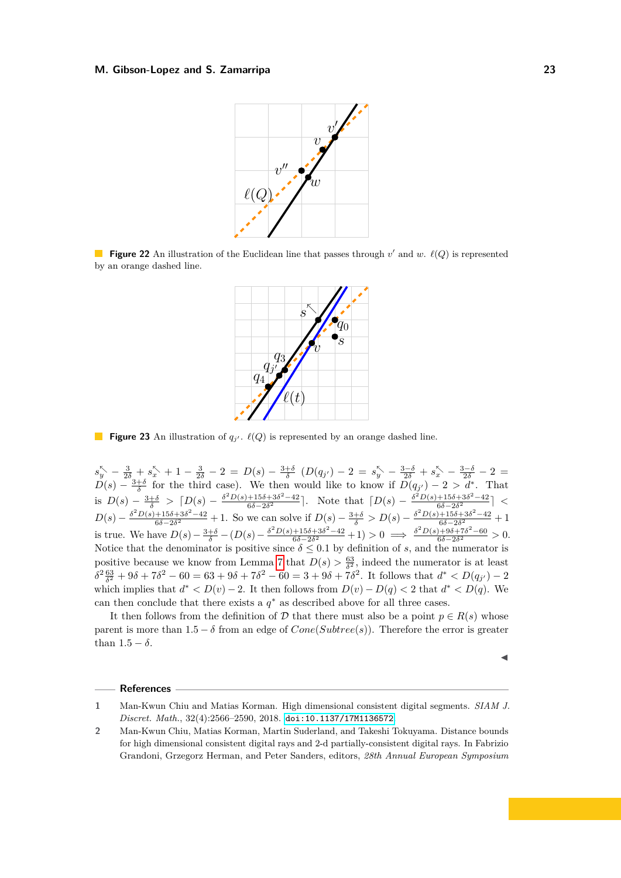**Figure 22** An illustration of the Euclidean line that passes through $v'$ and $w$. $\ell(Q)$ is represented by an orange dashed line.

**Figure 23** An illustration of $q_{j'}$. $\ell(Q)$ is represented by an orange dashed line.

$s_y^{\nwarrow} - \frac{3}{2\delta} + s_x^{\nwarrow} + 1 - \frac{3}{2\delta} - 2 = D(s) - \frac{3+\delta}{\delta}$ $(D(q_{j'}) - 2 = s_y^{\nwarrow} - \frac{3-\delta}{2\delta} + s_x^{\nwarrow} - \frac{3-\delta}{2\delta} - 2 = D(s) - \frac{3+\delta}{\delta}$ for the third case). We then would like to know if $D(q_{j'}) - 2 > d^*$. That is $D(s) - \frac{3+\delta}{\delta} > \lceil D(s) - \frac{\delta^2 D(s) + 15\delta + 3\delta^2 - 42}{6\delta - 2\delta^2} \rceil$. Note that $\lceil D(s) - \frac{\delta^2 D(s) + 15\delta + 3\delta^2 - 42}{6\delta - 2\delta^2} \rceil < D(s) - \frac{\delta^2 D(s) + 15\delta + 3\delta^2 - 42}{6\delta - 2\delta^2} + 1$. So we can solve if $D(s) - \frac{3+\delta}{\delta} > D(s) - \frac{\delta^2 D(s) + 15\delta + 3\delta^2 - 42}{6\delta - 2\delta^2} + 1$ is true. We have $D(s) - \frac{3+\delta}{\delta} - (D(s) - \frac{\delta^2 D(s) + 15\delta + 3\delta^2 - 42}{6\delta - 2\delta^2} + 1) > 0 \implies \frac{\delta^2 D(s) + 9\delta + 7\delta^2 - 60}{6\delta - 2\delta^2} > 0$. Notice that the denominator is positive since $\delta \leq 0.1$ by definition of $s$, and the numerator is positive because we know from Lemma 7 that $D(s) > \frac{63}{\delta^2}$, indeed the numerator is at least $\delta^2 \frac{63}{\delta^2} + 9\delta + 7\delta^2 - 60 = 63 + 9\delta + 7\delta^2 - 60 = 3 + 9\delta + 7\delta^2$. It follows that $d^* < D(q_{j'}) - 2$ which implies that $d^* < D(v) - 2$. It then follows from $D(v) - D(q) < 2$ that $d^* < D(q)$. We can then conclude that there exists a $q^*$ as described above for all three cases.

It then follows from the definition of $\mathcal{D}$ that there must also be a point $p \in R(s)$ whose parent is more than $1.5 - \delta$ from an edge of $Cone(Subtree(s))$. Therefore the error is greater than $1.5 - \delta$.

◀

## References

1. Man-Kwun Chiu and Matias Korman. High dimensional consistent digital segments. *SIAM J. Discret. Math.*, 32(4):2566–2590, 2018. doi:10.1137/17M1136572.
2. Man-Kwun Chiu, Matias Korman, Martin Suderland, and Takeshi Tokuyama. Distance bounds for high dimensional consistent digital rays and 2-d partially-consistent digital rays. In Fabrizio Grandoni, Grzegorz Herman, and Peter Sanders, editors, *28th Annual European Symposium*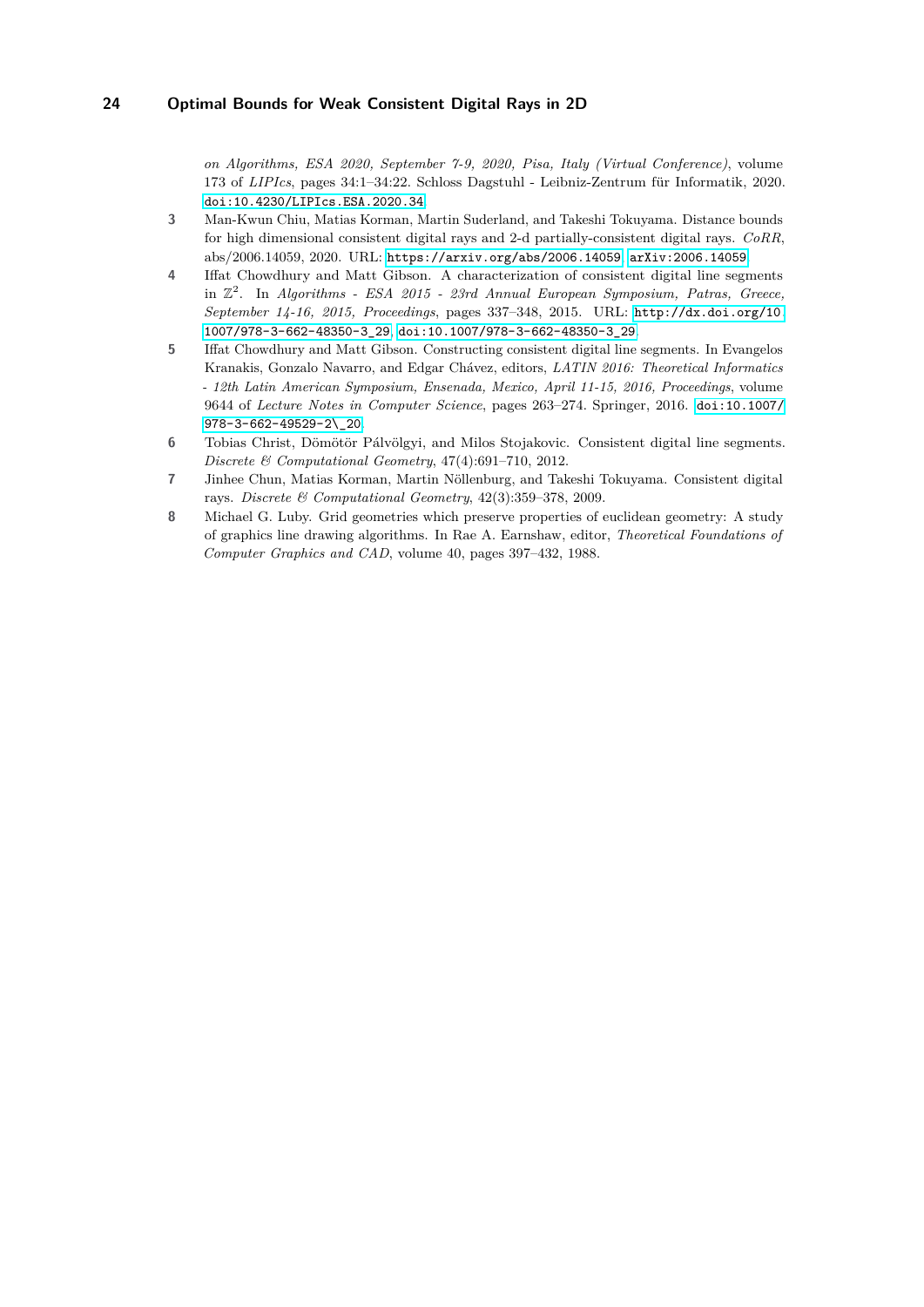*on Algorithms, ESA 2020, September 7-9, 2020, Pisa, Italy (Virtual Conference)*, volume 173 of *LIPIcs*, pages 34:1–34:22. Schloss Dagstuhl - Leibniz-Zentrum für Informatik, 2020. doi:10.4230/LIPIcs.ESA.2020.34.

3. Man-Kwun Chiu, Matias Korman, Martin Suderland, and Takeshi Tokuyama. Distance bounds for high dimensional consistent digital rays and 2-d partially-consistent digital rays. *CoRR*, abs/2006.14059, 2020. URL: https://arxiv.org/abs/2006.14059, arXiv:2006.14059.
4. Iffat Chowdhury and Matt Gibson. A characterization of consistent digital line segments in $\mathbb{Z}^2$. In *Algorithms - ESA 2015 - 23rd Annual European Symposium, Patras, Greece, September 14-16, 2015, Proceedings*, pages 337–348, 2015. URL: http://dx.doi.org/10.1007/978-3-662-48350-3_29, doi:10.1007/978-3-662-48350-3_29.
5. Iffat Chowdhury and Matt Gibson. Constructing consistent digital line segments. In Evangelos Kranakis, Gonzalo Navarro, and Edgar Chávez, editors, *LATIN 2016: Theoretical Informatics - 12th Latin American Symposium, Ensenada, Mexico, April 11-15, 2016, Proceedings*, volume 9644 of *Lecture Notes in Computer Science*, pages 263–274. Springer, 2016. doi:10.1007/978-3-662-49529-2\_20.
6. Tobias Christ, Dömötör Pálvölgyi, and Milos Stojakovic. Consistent digital line segments. *Discrete & Computational Geometry*, 47(4):691–710, 2012.
7. Jinhee Chun, Matias Korman, Martin Nöllenburg, and Takeshi Tokuyama. Consistent digital rays. *Discrete & Computational Geometry*, 42(3):359–378, 2009.
8. Michael G. Luby. Grid geometries which preserve properties of euclidean geometry: A study of graphics line drawing algorithms. In Rae A. Earnshaw, editor, *Theoretical Foundations of Computer Graphics and CAD*, volume 40, pages 397–432, 1988.